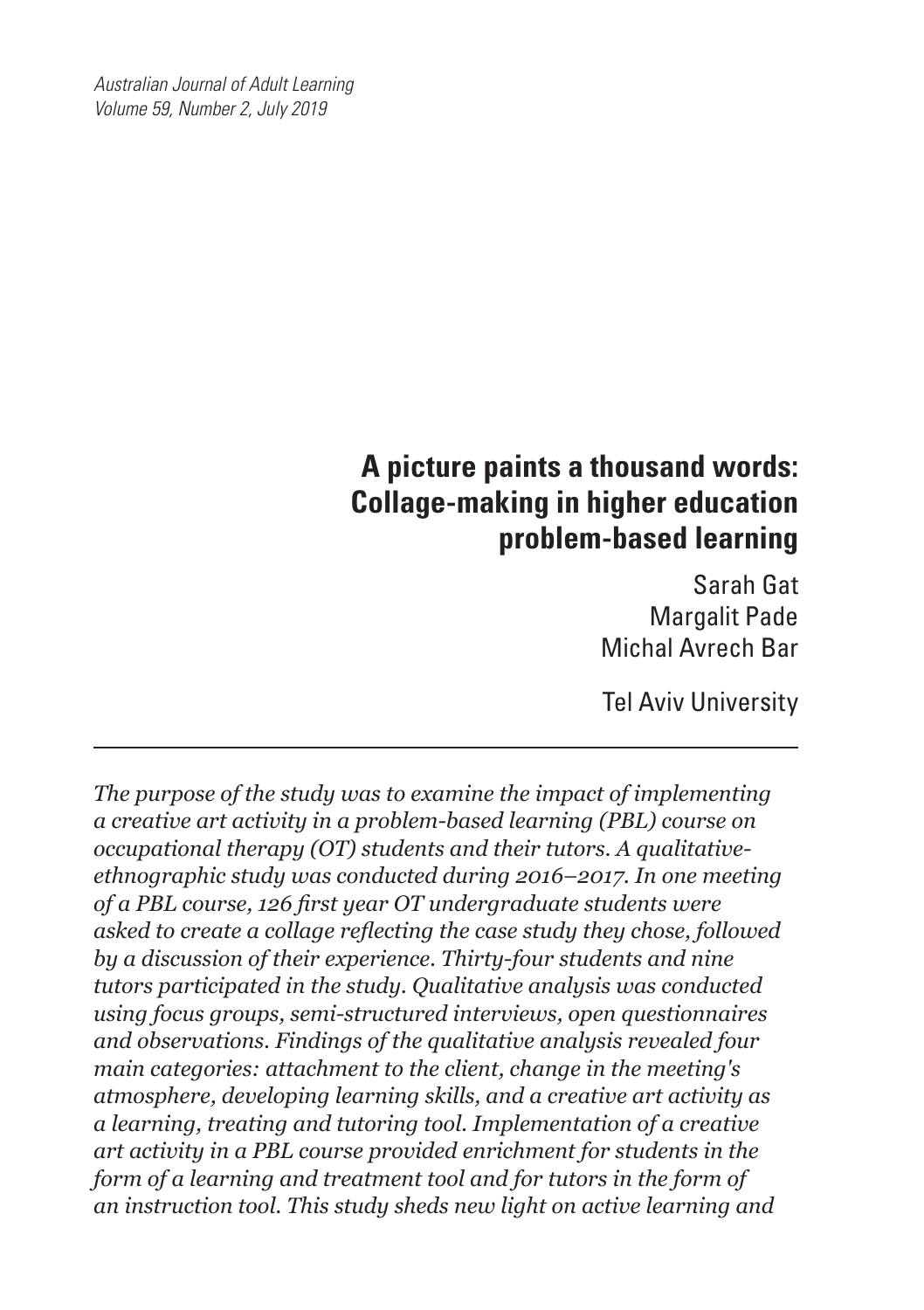# A picture paints a thousand words: Collage-making in higher education problem-based learning

Sarah Gat
Margalit Pade
Michal Avrech Bar

Tel Aviv University

---

*The purpose of the study was to examine the impact of implementing a creative art activity in a problem-based learning (PBL) course on occupational therapy (OT) students and their tutors. A qualitative-ethnographic study was conducted during 2016–2017. In one meeting of a PBL course, 126 first year OT undergraduate students were asked to create a collage reflecting the case study they chose, followed by a discussion of their experience. Thirty-four students and nine tutors participated in the study. Qualitative analysis was conducted using focus groups, semi-structured interviews, open questionnaires and observations. Findings of the qualitative analysis revealed four main categories: attachment to the client, change in the meeting's atmosphere, developing learning skills, and a creative art activity as a learning, treating and tutoring tool. Implementation of a creative art activity in a PBL course provided enrichment for students in the form of a learning and treatment tool and for tutors in the form of an instruction tool. This study sheds new light on active learning and*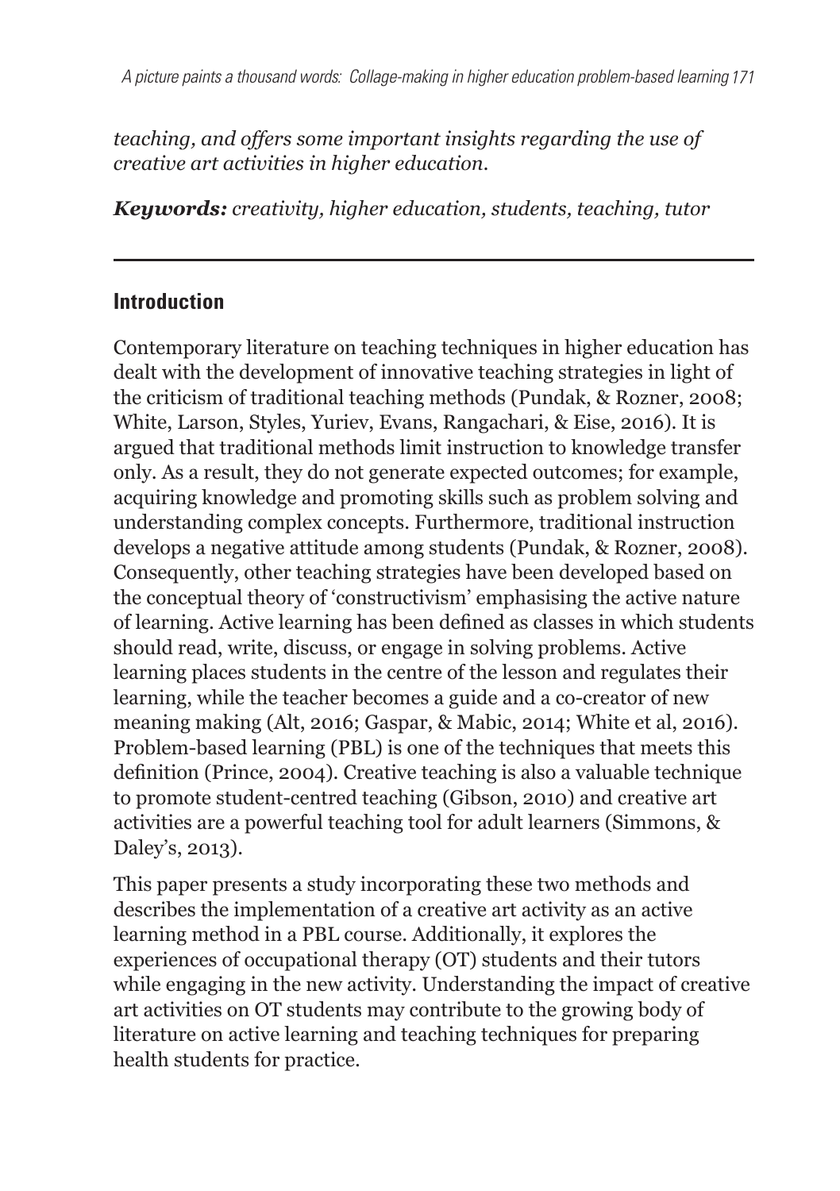*teaching, and offers some important insights regarding the use of creative art activities in higher education.*

***Keywords:*** *creativity, higher education, students, teaching, tutor*

---

## Introduction

Contemporary literature on teaching techniques in higher education has dealt with the development of innovative teaching strategies in light of the criticism of traditional teaching methods (Pundak, & Rozner, 2008; White, Larson, Styles, Yuriev, Evans, Rangachari, & Eise, 2016). It is argued that traditional methods limit instruction to knowledge transfer only. As a result, they do not generate expected outcomes; for example, acquiring knowledge and promoting skills such as problem solving and understanding complex concepts. Furthermore, traditional instruction develops a negative attitude among students (Pundak, & Rozner, 2008). Consequently, other teaching strategies have been developed based on the conceptual theory of 'constructivism' emphasising the active nature of learning. Active learning has been defined as classes in which students should read, write, discuss, or engage in solving problems. Active learning places students in the centre of the lesson and regulates their learning, while the teacher becomes a guide and a co-creator of new meaning making (Alt, 2016; Gaspar, & Mabic, 2014; White et al, 2016). Problem-based learning (PBL) is one of the techniques that meets this definition (Prince, 2004). Creative teaching is also a valuable technique to promote student-centred teaching (Gibson, 2010) and creative art activities are a powerful teaching tool for adult learners (Simmons, & Daley's, 2013).

This paper presents a study incorporating these two methods and describes the implementation of a creative art activity as an active learning method in a PBL course. Additionally, it explores the experiences of occupational therapy (OT) students and their tutors while engaging in the new activity. Understanding the impact of creative art activities on OT students may contribute to the growing body of literature on active learning and teaching techniques for preparing health students for practice.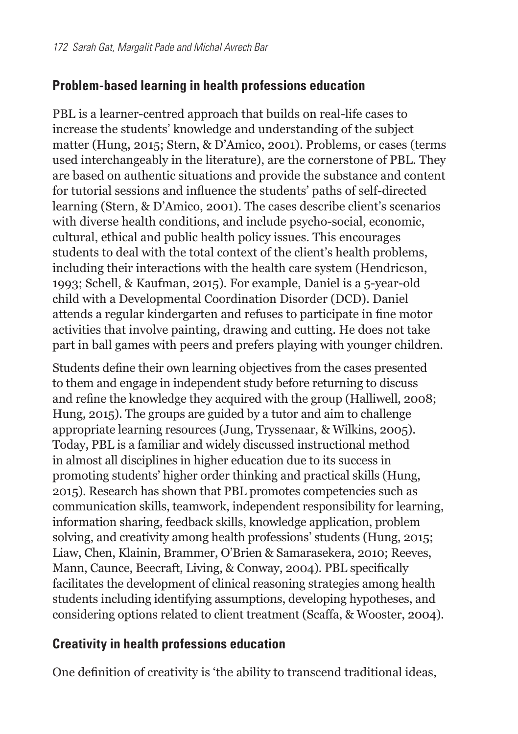## Problem-based learning in health professions education

PBL is a learner-centred approach that builds on real-life cases to increase the students' knowledge and understanding of the subject matter (Hung, 2015; Stern, & D'Amico, 2001). Problems, or cases (terms used interchangeably in the literature), are the cornerstone of PBL. They are based on authentic situations and provide the substance and content for tutorial sessions and influence the students' paths of self-directed learning (Stern, & D'Amico, 2001). The cases describe client's scenarios with diverse health conditions, and include psycho-social, economic, cultural, ethical and public health policy issues. This encourages students to deal with the total context of the client's health problems, including their interactions with the health care system (Hendricson, 1993; Schell, & Kaufman, 2015). For example, Daniel is a 5-year-old child with a Developmental Coordination Disorder (DCD). Daniel attends a regular kindergarten and refuses to participate in fine motor activities that involve painting, drawing and cutting. He does not take part in ball games with peers and prefers playing with younger children.

Students define their own learning objectives from the cases presented to them and engage in independent study before returning to discuss and refine the knowledge they acquired with the group (Halliwell, 2008; Hung, 2015). The groups are guided by a tutor and aim to challenge appropriate learning resources (Jung, Tryssenaar, & Wilkins, 2005). Today, PBL is a familiar and widely discussed instructional method in almost all disciplines in higher education due to its success in promoting students' higher order thinking and practical skills (Hung, 2015). Research has shown that PBL promotes competencies such as communication skills, teamwork, independent responsibility for learning, information sharing, feedback skills, knowledge application, problem solving, and creativity among health professions' students (Hung, 2015; Liaw, Chen, Klainin, Brammer, O'Brien & Samarasekera, 2010; Reeves, Mann, Caunce, Beecraft, Living, & Conway, 2004). PBL specifically facilitates the development of clinical reasoning strategies among health students including identifying assumptions, developing hypotheses, and considering options related to client treatment (Scaffa, & Wooster, 2004).

## Creativity in health professions education

One definition of creativity is 'the ability to transcend traditional ideas,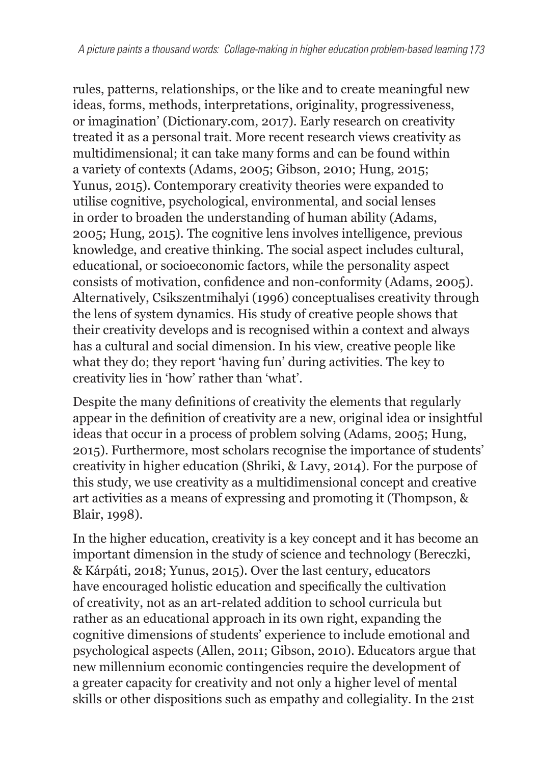rules, patterns, relationships, or the like and to create meaningful new ideas, forms, methods, interpretations, originality, progressiveness, or imagination' (Dictionary.com, 2017). Early research on creativity treated it as a personal trait. More recent research views creativity as multidimensional; it can take many forms and can be found within a variety of contexts (Adams, 2005; Gibson, 2010; Hung, 2015; Yunus, 2015). Contemporary creativity theories were expanded to utilise cognitive, psychological, environmental, and social lenses in order to broaden the understanding of human ability (Adams, 2005; Hung, 2015). The cognitive lens involves intelligence, previous knowledge, and creative thinking. The social aspect includes cultural, educational, or socioeconomic factors, while the personality aspect consists of motivation, confidence and non-conformity (Adams, 2005). Alternatively, Csikszentmihalyi (1996) conceptualises creativity through the lens of system dynamics. His study of creative people shows that their creativity develops and is recognised within a context and always has a cultural and social dimension. In his view, creative people like what they do; they report 'having fun' during activities. The key to creativity lies in 'how' rather than 'what'.

Despite the many definitions of creativity the elements that regularly appear in the definition of creativity are a new, original idea or insightful ideas that occur in a process of problem solving (Adams, 2005; Hung, 2015). Furthermore, most scholars recognise the importance of students' creativity in higher education (Shriki, & Lavy, 2014). For the purpose of this study, we use creativity as a multidimensional concept and creative art activities as a means of expressing and promoting it (Thompson, & Blair, 1998).

In the higher education, creativity is a key concept and it has become an important dimension in the study of science and technology (Bereczki, & Kárpáti, 2018; Yunus, 2015). Over the last century, educators have encouraged holistic education and specifically the cultivation of creativity, not as an art-related addition to school curricula but rather as an educational approach in its own right, expanding the cognitive dimensions of students' experience to include emotional and psychological aspects (Allen, 2011; Gibson, 2010). Educators argue that new millennium economic contingencies require the development of a greater capacity for creativity and not only a higher level of mental skills or other dispositions such as empathy and collegiality. In the 21st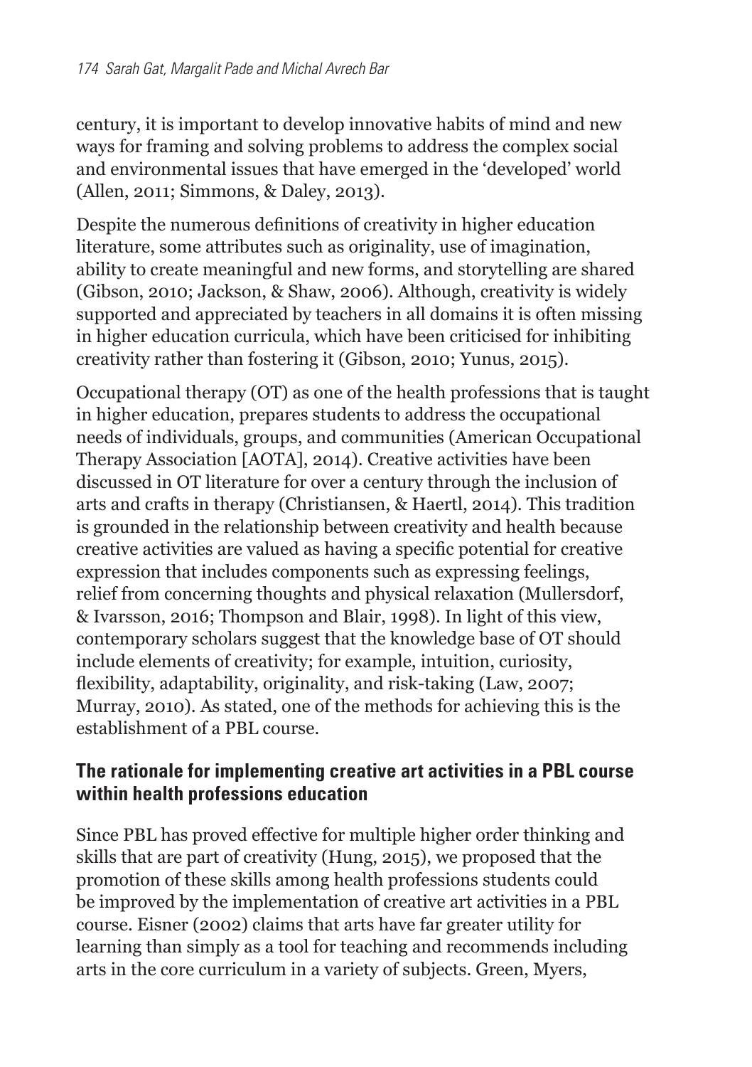century, it is important to develop innovative habits of mind and new ways for framing and solving problems to address the complex social and environmental issues that have emerged in the 'developed' world (Allen, 2011; Simmons, & Daley, 2013).

Despite the numerous definitions of creativity in higher education literature, some attributes such as originality, use of imagination, ability to create meaningful and new forms, and storytelling are shared (Gibson, 2010; Jackson, & Shaw, 2006). Although, creativity is widely supported and appreciated by teachers in all domains it is often missing in higher education curricula, which have been criticised for inhibiting creativity rather than fostering it (Gibson, 2010; Yunus, 2015).

Occupational therapy (OT) as one of the health professions that is taught in higher education, prepares students to address the occupational needs of individuals, groups, and communities (American Occupational Therapy Association [AOTA], 2014). Creative activities have been discussed in OT literature for over a century through the inclusion of arts and crafts in therapy (Christiansen, & Haertl, 2014). This tradition is grounded in the relationship between creativity and health because creative activities are valued as having a specific potential for creative expression that includes components such as expressing feelings, relief from concerning thoughts and physical relaxation (Mullersdorf, & Ivarsson, 2016; Thompson and Blair, 1998). In light of this view, contemporary scholars suggest that the knowledge base of OT should include elements of creativity; for example, intuition, curiosity, flexibility, adaptability, originality, and risk-taking (Law, 2007; Murray, 2010). As stated, one of the methods for achieving this is the establishment of a PBL course.

## The rationale for implementing creative art activities in a PBL course within health professions education

Since PBL has proved effective for multiple higher order thinking and skills that are part of creativity (Hung, 2015), we proposed that the promotion of these skills among health professions students could be improved by the implementation of creative art activities in a PBL course. Eisner (2002) claims that arts have far greater utility for learning than simply as a tool for teaching and recommends including arts in the core curriculum in a variety of subjects. Green, Myers,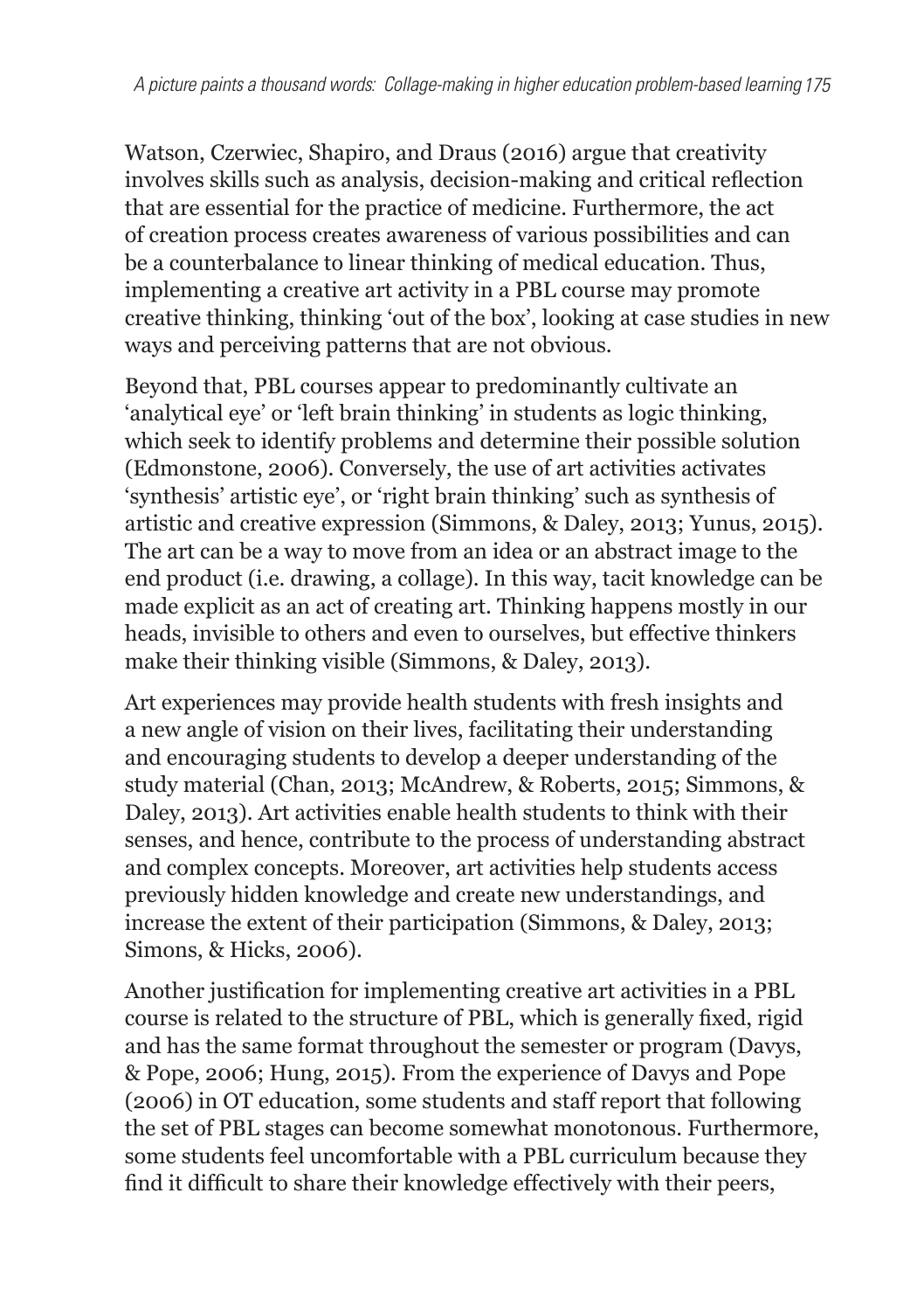Watson, Czerwiec, Shapiro, and Draus (2016) argue that creativity involves skills such as analysis, decision-making and critical reflection that are essential for the practice of medicine. Furthermore, the act of creation process creates awareness of various possibilities and can be a counterbalance to linear thinking of medical education. Thus, implementing a creative art activity in a PBL course may promote creative thinking, thinking 'out of the box', looking at case studies in new ways and perceiving patterns that are not obvious.

Beyond that, PBL courses appear to predominantly cultivate an 'analytical eye' or 'left brain thinking' in students as logic thinking, which seek to identify problems and determine their possible solution (Edmonstone, 2006). Conversely, the use of art activities activates 'synthesis' artistic eye', or 'right brain thinking' such as synthesis of artistic and creative expression (Simmons, & Daley, 2013; Yunus, 2015). The art can be a way to move from an idea or an abstract image to the end product (i.e. drawing, a collage). In this way, tacit knowledge can be made explicit as an act of creating art. Thinking happens mostly in our heads, invisible to others and even to ourselves, but effective thinkers make their thinking visible (Simmons, & Daley, 2013).

Art experiences may provide health students with fresh insights and a new angle of vision on their lives, facilitating their understanding and encouraging students to develop a deeper understanding of the study material (Chan, 2013; McAndrew, & Roberts, 2015; Simmons, & Daley, 2013). Art activities enable health students to think with their senses, and hence, contribute to the process of understanding abstract and complex concepts. Moreover, art activities help students access previously hidden knowledge and create new understandings, and increase the extent of their participation (Simmons, & Daley, 2013; Simons, & Hicks, 2006).

Another justification for implementing creative art activities in a PBL course is related to the structure of PBL, which is generally fixed, rigid and has the same format throughout the semester or program (Davys, & Pope, 2006; Hung, 2015). From the experience of Davys and Pope (2006) in OT education, some students and staff report that following the set of PBL stages can become somewhat monotonous. Furthermore, some students feel uncomfortable with a PBL curriculum because they find it difficult to share their knowledge effectively with their peers,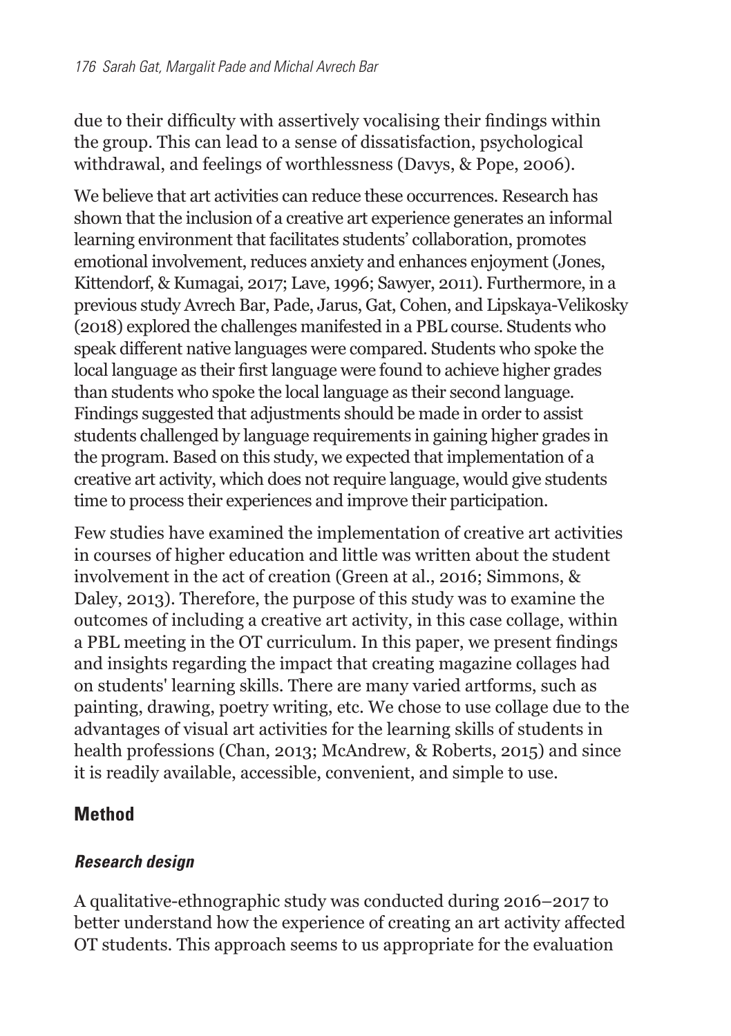due to their difficulty with assertively vocalising their findings within the group. This can lead to a sense of dissatisfaction, psychological withdrawal, and feelings of worthlessness (Davys, & Pope, 2006).

We believe that art activities can reduce these occurrences. Research has shown that the inclusion of a creative art experience generates an informal learning environment that facilitates students' collaboration, promotes emotional involvement, reduces anxiety and enhances enjoyment (Jones, Kittendorf, & Kumagai, 2017; Lave, 1996; Sawyer, 2011). Furthermore, in a previous study Avrech Bar, Pade, Jarus, Gat, Cohen, and Lipskaya-Velikosky (2018) explored the challenges manifested in a PBL course. Students who speak different native languages were compared. Students who spoke the local language as their first language were found to achieve higher grades than students who spoke the local language as their second language. Findings suggested that adjustments should be made in order to assist students challenged by language requirements in gaining higher grades in the program. Based on this study, we expected that implementation of a creative art activity, which does not require language, would give students time to process their experiences and improve their participation.

Few studies have examined the implementation of creative art activities in courses of higher education and little was written about the student involvement in the act of creation (Green at al., 2016; Simmons, & Daley, 2013). Therefore, the purpose of this study was to examine the outcomes of including a creative art activity, in this case collage, within a PBL meeting in the OT curriculum. In this paper, we present findings and insights regarding the impact that creating magazine collages had on students' learning skills. There are many varied artforms, such as painting, drawing, poetry writing, etc. We chose to use collage due to the advantages of visual art activities for the learning skills of students in health professions (Chan, 2013; McAndrew, & Roberts, 2015) and since it is readily available, accessible, convenient, and simple to use.

## Method

### *Research design*

A qualitative-ethnographic study was conducted during 2016–2017 to better understand how the experience of creating an art activity affected OT students. This approach seems to us appropriate for the evaluation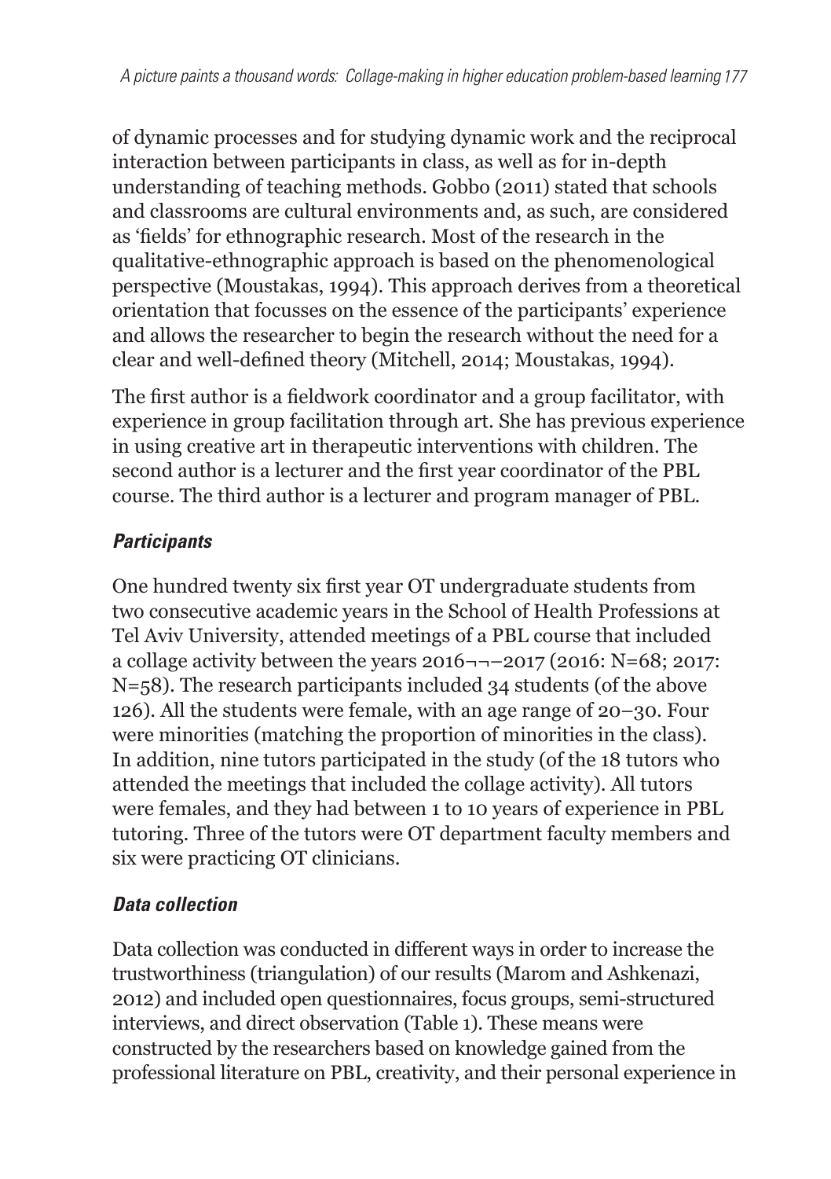of dynamic processes and for studying dynamic work and the reciprocal interaction between participants in class, as well as for in-depth understanding of teaching methods. Gobbo (2011) stated that schools and classrooms are cultural environments and, as such, are considered as 'fields' for ethnographic research. Most of the research in the qualitative-ethnographic approach is based on the phenomenological perspective (Moustakas, 1994). This approach derives from a theoretical orientation that focusses on the essence of the participants' experience and allows the researcher to begin the research without the need for a clear and well-defined theory (Mitchell, 2014; Moustakas, 1994).

The first author is a fieldwork coordinator and a group facilitator, with experience in group facilitation through art. She has previous experience in using creative art in therapeutic interventions with children. The second author is a lecturer and the first year coordinator of the PBL course. The third author is a lecturer and program manager of PBL.

### *Participants*

One hundred twenty six first year OT undergraduate students from two consecutive academic years in the School of Health Professions at Tel Aviv University, attended meetings of a PBL course that included a collage activity between the years 2016¬¬–2017 (2016: N=68; 2017: N=58). The research participants included 34 students (of the above 126). All the students were female, with an age range of 20–30. Four were minorities (matching the proportion of minorities in the class). In addition, nine tutors participated in the study (of the 18 tutors who attended the meetings that included the collage activity). All tutors were females, and they had between 1 to 10 years of experience in PBL tutoring. Three of the tutors were OT department faculty members and six were practicing OT clinicians.

### *Data collection*

Data collection was conducted in different ways in order to increase the trustworthiness (triangulation) of our results (Marom and Ashkenazi, 2012) and included open questionnaires, focus groups, semi-structured interviews, and direct observation (Table 1). These means were constructed by the researchers based on knowledge gained from the professional literature on PBL, creativity, and their personal experience in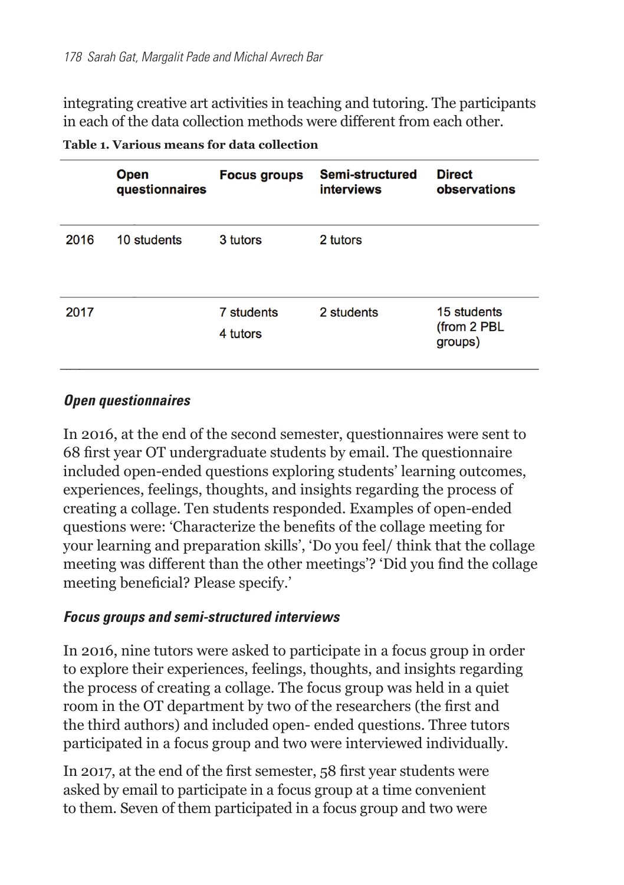integrating creative art activities in teaching and tutoring. The participants in each of the data collection methods were different from each other.

**Table 1. Various means for data collection**

| | Open questionnaires | Focus groups | Semi-structured interviews | Direct observations |
|---|---|---|---|---|
| 2016 | 10 students | 3 tutors | 2 tutors | |
| 2017 | | 7 students<br>4 tutors | 2 students | 15 students (from 2 PBL groups) |

### *Open questionnaires*

In 2016, at the end of the second semester, questionnaires were sent to 68 first year OT undergraduate students by email. The questionnaire included open-ended questions exploring students' learning outcomes, experiences, feelings, thoughts, and insights regarding the process of creating a collage. Ten students responded. Examples of open-ended questions were: 'Characterize the benefits of the collage meeting for your learning and preparation skills', 'Do you feel/ think that the collage meeting was different than the other meetings'? 'Did you find the collage meeting beneficial? Please specify.'

### *Focus groups and semi-structured interviews*

In 2016, nine tutors were asked to participate in a focus group in order to explore their experiences, feelings, thoughts, and insights regarding the process of creating a collage. The focus group was held in a quiet room in the OT department by two of the researchers (the first and the third authors) and included open- ended questions. Three tutors participated in a focus group and two were interviewed individually.

In 2017, at the end of the first semester, 58 first year students were asked by email to participate in a focus group at a time convenient to them. Seven of them participated in a focus group and two were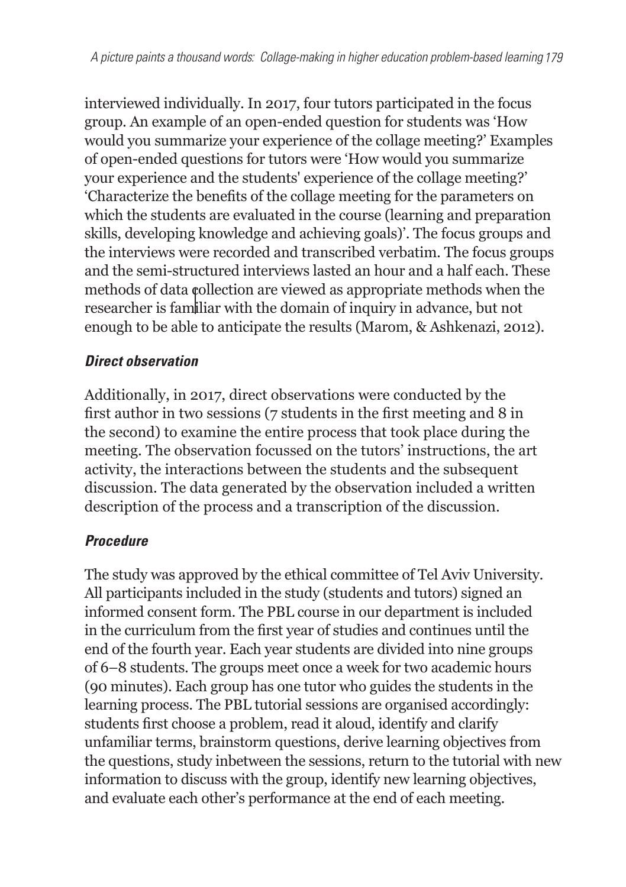interviewed individually. In 2017, four tutors participated in the focus group. An example of an open-ended question for students was 'How would you summarize your experience of the collage meeting?' Examples of open-ended questions for tutors were 'How would you summarize your experience and the students' experience of the collage meeting?' 'Characterize the benefits of the collage meeting for the parameters on which the students are evaluated in the course (learning and preparation skills, developing knowledge and achieving goals)'. The focus groups and the interviews were recorded and transcribed verbatim. The focus groups and the semi-structured interviews lasted an hour and a half each. These methods of data collection are viewed as appropriate methods when the researcher is familiar with the domain of inquiry in advance, but not enough to be able to anticipate the results (Marom, & Ashkenazi, 2012).

### *Direct observation*

Additionally, in 2017, direct observations were conducted by the first author in two sessions (7 students in the first meeting and 8 in the second) to examine the entire process that took place during the meeting. The observation focussed on the tutors' instructions, the art activity, the interactions between the students and the subsequent discussion. The data generated by the observation included a written description of the process and a transcription of the discussion.

### *Procedure*

The study was approved by the ethical committee of Tel Aviv University. All participants included in the study (students and tutors) signed an informed consent form. The PBL course in our department is included in the curriculum from the first year of studies and continues until the end of the fourth year. Each year students are divided into nine groups of 6–8 students. The groups meet once a week for two academic hours (90 minutes). Each group has one tutor who guides the students in the learning process. The PBL tutorial sessions are organised accordingly: students first choose a problem, read it aloud, identify and clarify unfamiliar terms, brainstorm questions, derive learning objectives from the questions, study inbetween the sessions, return to the tutorial with new information to discuss with the group, identify new learning objectives, and evaluate each other's performance at the end of each meeting.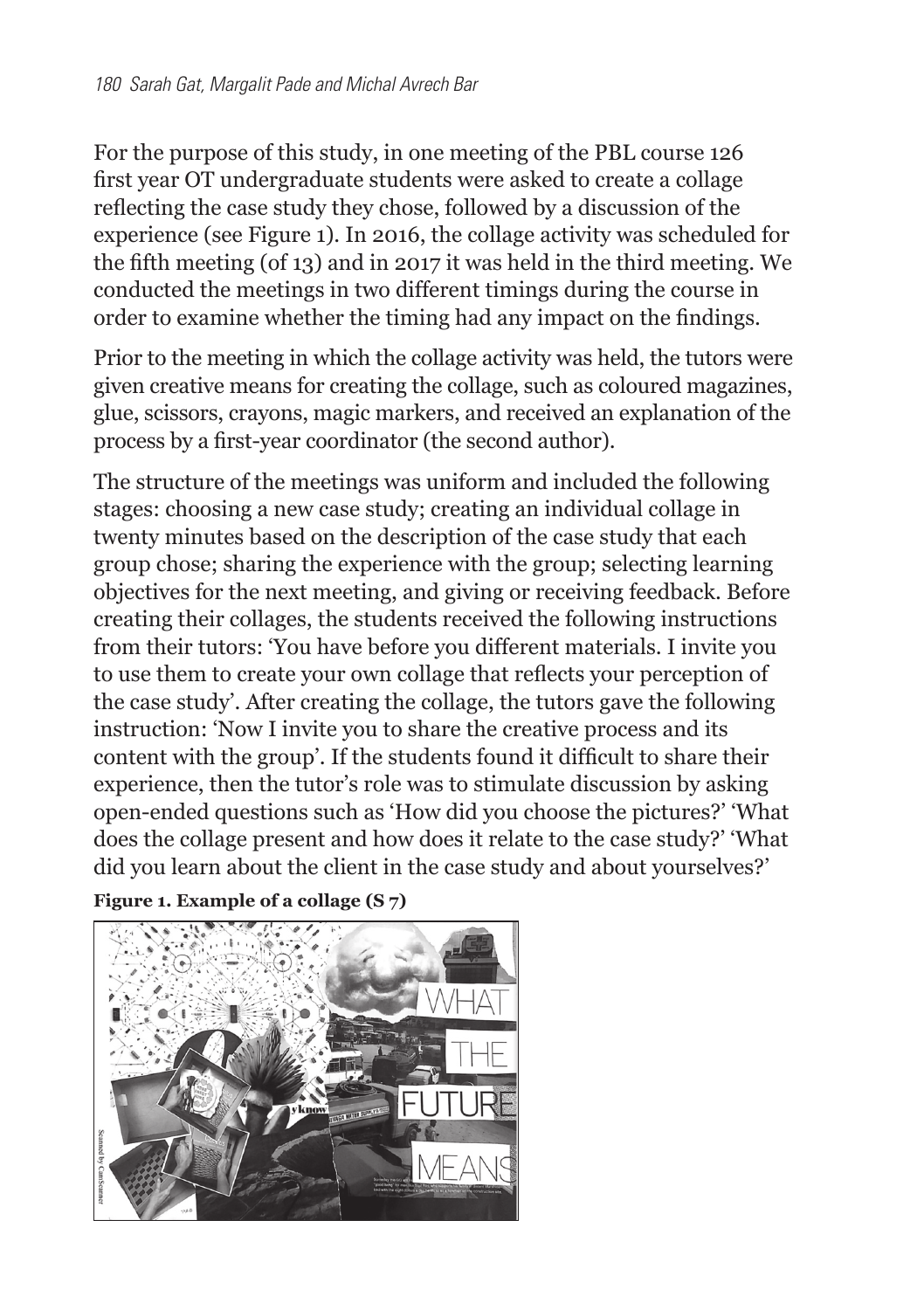For the purpose of this study, in one meeting of the PBL course 126 first year OT undergraduate students were asked to create a collage reflecting the case study they chose, followed by a discussion of the experience (see Figure 1). In 2016, the collage activity was scheduled for the fifth meeting (of 13) and in 2017 it was held in the third meeting. We conducted the meetings in two different timings during the course in order to examine whether the timing had any impact on the findings.

Prior to the meeting in which the collage activity was held, the tutors were given creative means for creating the collage, such as coloured magazines, glue, scissors, crayons, magic markers, and received an explanation of the process by a first-year coordinator (the second author).

The structure of the meetings was uniform and included the following stages: choosing a new case study; creating an individual collage in twenty minutes based on the description of the case study that each group chose; sharing the experience with the group; selecting learning objectives for the next meeting, and giving or receiving feedback. Before creating their collages, the students received the following instructions from their tutors: 'You have before you different materials. I invite you to use them to create your own collage that reflects your perception of the case study'. After creating the collage, the tutors gave the following instruction: 'Now I invite you to share the creative process and its content with the group'. If the students found it difficult to share their experience, then the tutor's role was to stimulate discussion by asking open-ended questions such as 'How did you choose the pictures?' 'What does the collage present and how does it relate to the case study?' 'What did you learn about the client in the case study and about yourselves?'

**Figure 1. Example of a collage (S 7)**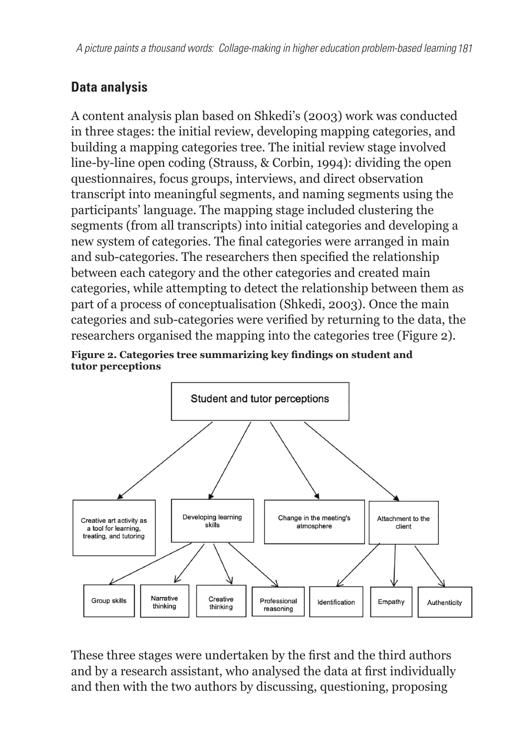## Data analysis

A content analysis plan based on Shkedi's (2003) work was conducted in three stages: the initial review, developing mapping categories, and building a mapping categories tree. The initial review stage involved line-by-line open coding (Strauss, & Corbin, 1994): dividing the open questionnaires, focus groups, interviews, and direct observation transcript into meaningful segments, and naming segments using the participants' language. The mapping stage included clustering the segments (from all transcripts) into initial categories and developing a new system of categories. The final categories were arranged in main and sub-categories. The researchers then specified the relationship between each category and the other categories and created main categories, while attempting to detect the relationship between them as part of a process of conceptualisation (Shkedi, 2003). Once the main categories and sub-categories were verified by returning to the data, the researchers organised the mapping into the categories tree (Figure 2).

**Figure 2. Categories tree summarizing key findings on student and tutor perceptions**

- Student and tutor perceptions
  - Creative art activity as a tool for learning, treating, and tutoring
  - Developing learning skills
    - Group skills
    - Narrative thinking
    - Creative thinking
    - Professional reasoning
  - Change in the meeting's atmosphere
  - Attachment to the client
    - Identification
    - Empathy
    - Authenticity

These three stages were undertaken by the first and the third authors and by a research assistant, who analysed the data at first individually and then with the two authors by discussing, questioning, proposing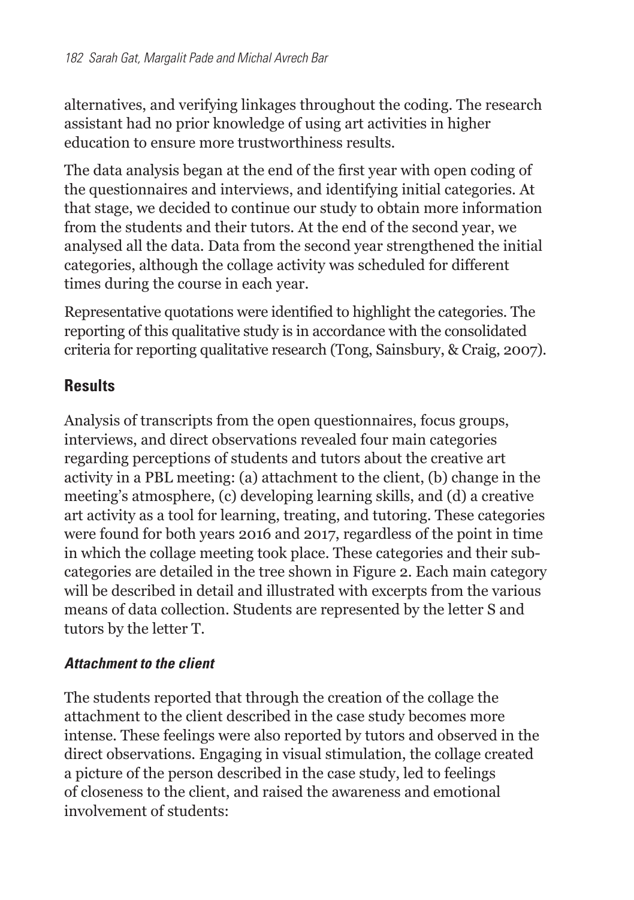alternatives, and verifying linkages throughout the coding. The research assistant had no prior knowledge of using art activities in higher education to ensure more trustworthiness results.

The data analysis began at the end of the first year with open coding of the questionnaires and interviews, and identifying initial categories. At that stage, we decided to continue our study to obtain more information from the students and their tutors. At the end of the second year, we analysed all the data. Data from the second year strengthened the initial categories, although the collage activity was scheduled for different times during the course in each year.

Representative quotations were identified to highlight the categories. The reporting of this qualitative study is in accordance with the consolidated criteria for reporting qualitative research (Tong, Sainsbury, & Craig, 2007).

## Results

Analysis of transcripts from the open questionnaires, focus groups, interviews, and direct observations revealed four main categories regarding perceptions of students and tutors about the creative art activity in a PBL meeting: (a) attachment to the client, (b) change in the meeting's atmosphere, (c) developing learning skills, and (d) a creative art activity as a tool for learning, treating, and tutoring. These categories were found for both years 2016 and 2017, regardless of the point in time in which the collage meeting took place. These categories and their sub-categories are detailed in the tree shown in Figure 2. Each main category will be described in detail and illustrated with excerpts from the various means of data collection. Students are represented by the letter S and tutors by the letter T.

### *Attachment to the client*

The students reported that through the creation of the collage the attachment to the client described in the case study becomes more intense. These feelings were also reported by tutors and observed in the direct observations. Engaging in visual stimulation, the collage created a picture of the person described in the case study, led to feelings of closeness to the client, and raised the awareness and emotional involvement of students: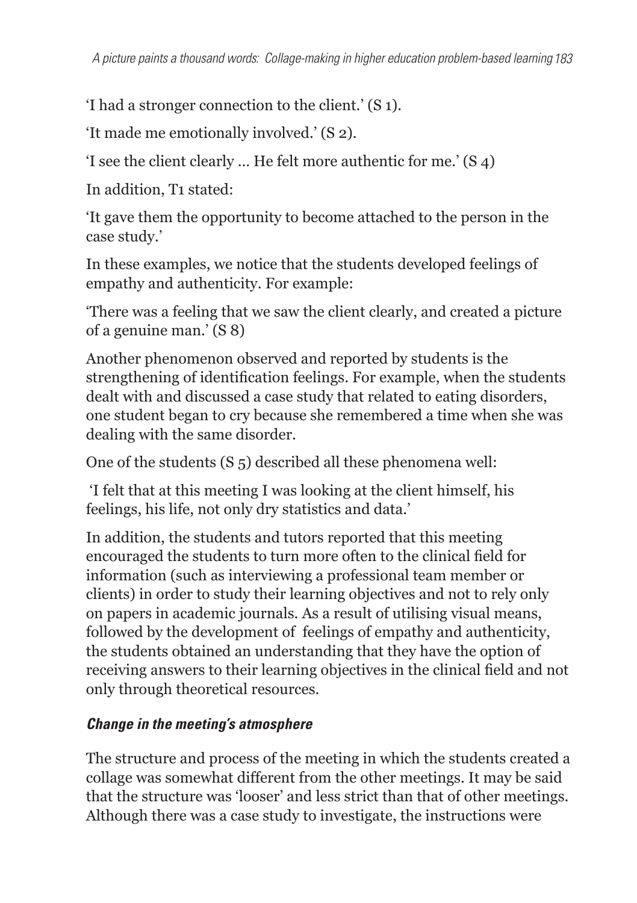'I had a stronger connection to the client.' (S 1).

'It made me emotionally involved.' (S 2).

'I see the client clearly … He felt more authentic for me.' (S 4)

In addition, T1 stated:

'It gave them the opportunity to become attached to the person in the case study.'

In these examples, we notice that the students developed feelings of empathy and authenticity. For example:

'There was a feeling that we saw the client clearly, and created a picture of a genuine man.' (S 8)

Another phenomenon observed and reported by students is the strengthening of identification feelings. For example, when the students dealt with and discussed a case study that related to eating disorders, one student began to cry because she remembered a time when she was dealing with the same disorder.

One of the students (S 5) described all these phenomena well:

'I felt that at this meeting I was looking at the client himself, his feelings, his life, not only dry statistics and data.'

In addition, the students and tutors reported that this meeting encouraged the students to turn more often to the clinical field for information (such as interviewing a professional team member or clients) in order to study their learning objectives and not to rely only on papers in academic journals. As a result of utilising visual means, followed by the development of feelings of empathy and authenticity, the students obtained an understanding that they have the option of receiving answers to their learning objectives in the clinical field and not only through theoretical resources.

### *Change in the meeting's atmosphere*

The structure and process of the meeting in which the students created a collage was somewhat different from the other meetings. It may be said that the structure was 'looser' and less strict than that of other meetings. Although there was a case study to investigate, the instructions were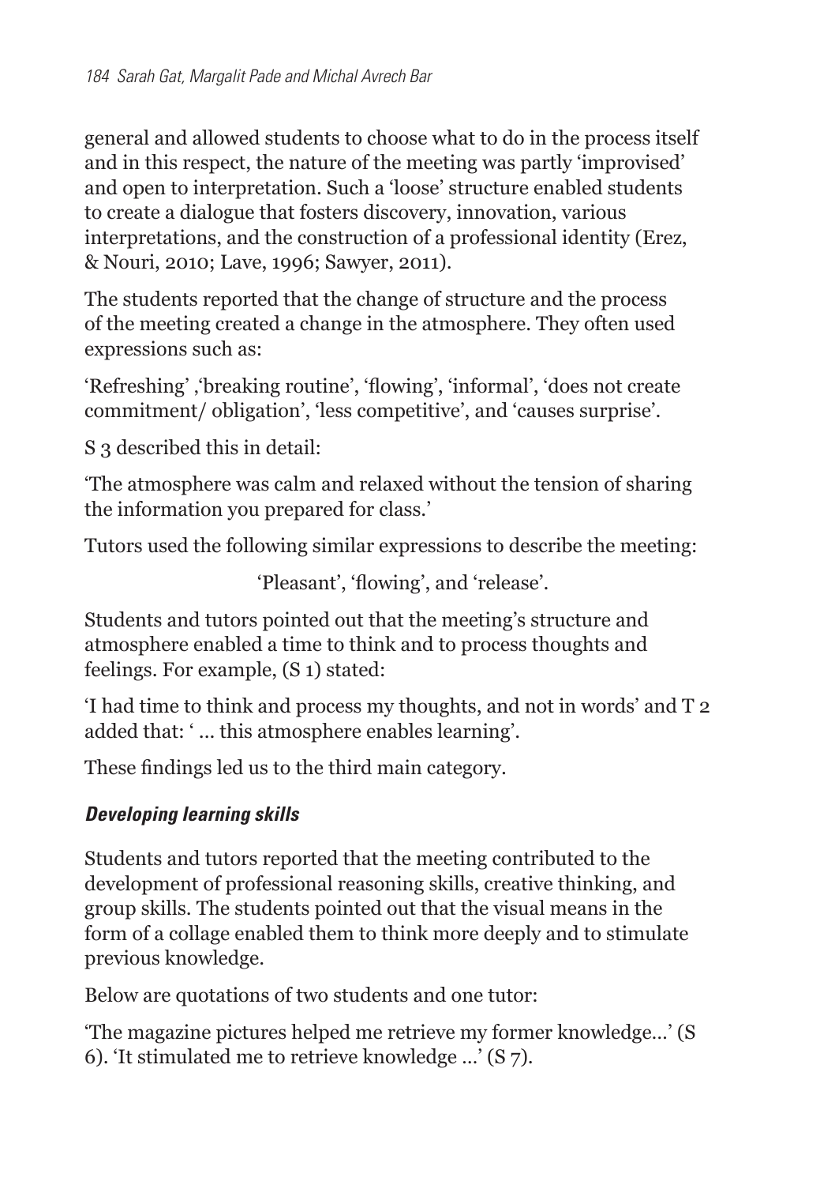general and allowed students to choose what to do in the process itself and in this respect, the nature of the meeting was partly 'improvised' and open to interpretation. Such a 'loose' structure enabled students to create a dialogue that fosters discovery, innovation, various interpretations, and the construction of a professional identity (Erez, & Nouri, 2010; Lave, 1996; Sawyer, 2011).

The students reported that the change of structure and the process of the meeting created a change in the atmosphere. They often used expressions such as:

'Refreshing' ,'breaking routine', 'flowing', 'informal', 'does not create commitment/ obligation', 'less competitive', and 'causes surprise'.

S 3 described this in detail:

'The atmosphere was calm and relaxed without the tension of sharing the information you prepared for class.'

Tutors used the following similar expressions to describe the meeting:

'Pleasant', 'flowing', and 'release'.

Students and tutors pointed out that the meeting's structure and atmosphere enabled a time to think and to process thoughts and feelings. For example, (S 1) stated:

'I had time to think and process my thoughts, and not in words' and T 2 added that: ' ... this atmosphere enables learning'.

These findings led us to the third main category.

### *Developing learning skills*

Students and tutors reported that the meeting contributed to the development of professional reasoning skills, creative thinking, and group skills. The students pointed out that the visual means in the form of a collage enabled them to think more deeply and to stimulate previous knowledge.

Below are quotations of two students and one tutor:

'The magazine pictures helped me retrieve my former knowledge...' (S 6). 'It stimulated me to retrieve knowledge ...' (S 7).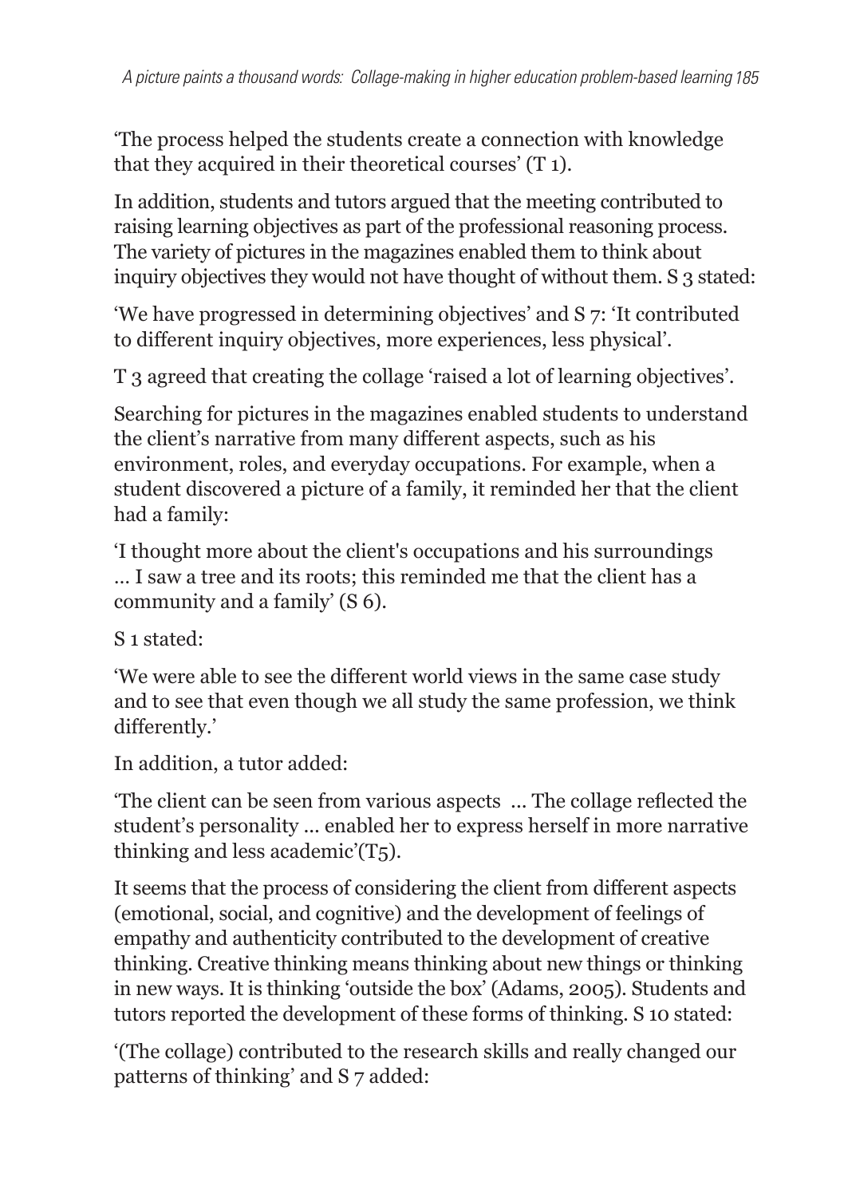'The process helped the students create a connection with knowledge that they acquired in their theoretical courses' (T 1).

In addition, students and tutors argued that the meeting contributed to raising learning objectives as part of the professional reasoning process. The variety of pictures in the magazines enabled them to think about inquiry objectives they would not have thought of without them. S 3 stated:

'We have progressed in determining objectives' and S 7: 'It contributed to different inquiry objectives, more experiences, less physical'.

T 3 agreed that creating the collage 'raised a lot of learning objectives'.

Searching for pictures in the magazines enabled students to understand the client's narrative from many different aspects, such as his environment, roles, and everyday occupations. For example, when a student discovered a picture of a family, it reminded her that the client had a family:

'I thought more about the client's occupations and his surroundings ... I saw a tree and its roots; this reminded me that the client has a community and a family' (S 6).

S 1 stated:

'We were able to see the different world views in the same case study and to see that even though we all study the same profession, we think differently.'

In addition, a tutor added:

'The client can be seen from various aspects ... The collage reflected the student's personality ... enabled her to express herself in more narrative thinking and less academic'(T5).

It seems that the process of considering the client from different aspects (emotional, social, and cognitive) and the development of feelings of empathy and authenticity contributed to the development of creative thinking. Creative thinking means thinking about new things or thinking in new ways. It is thinking 'outside the box' (Adams, 2005). Students and tutors reported the development of these forms of thinking. S 10 stated:

'(The collage) contributed to the research skills and really changed our patterns of thinking' and S 7 added: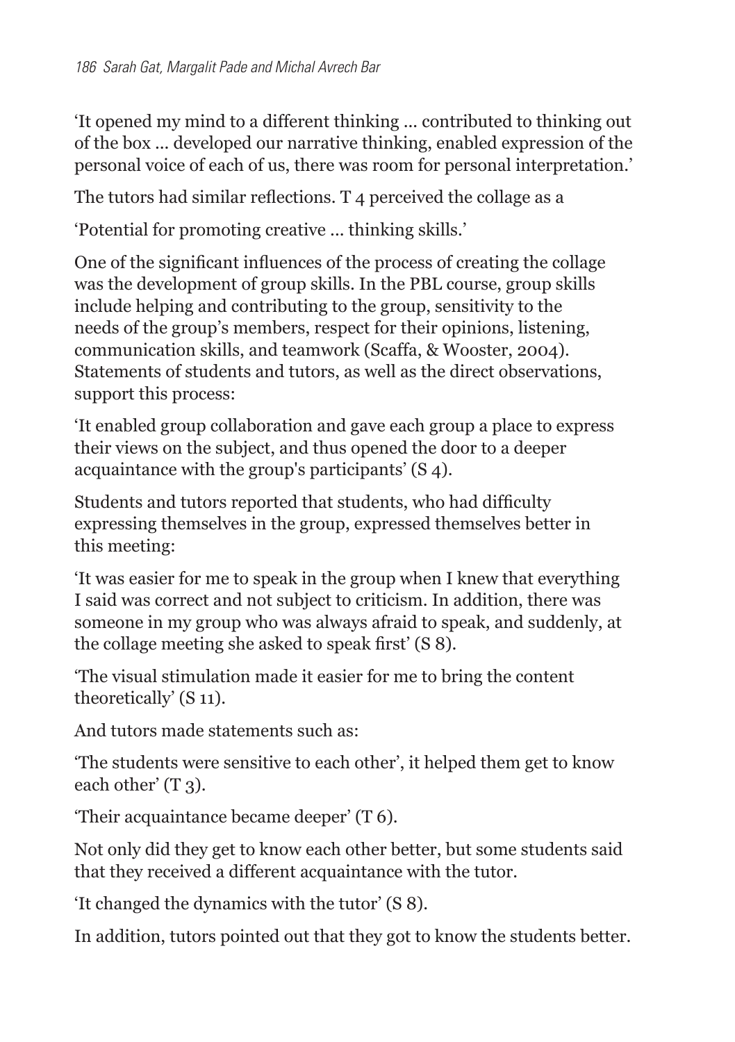'It opened my mind to a different thinking … contributed to thinking out of the box … developed our narrative thinking, enabled expression of the personal voice of each of us, there was room for personal interpretation.'

The tutors had similar reflections. T 4 perceived the collage as a

'Potential for promoting creative … thinking skills.'

One of the significant influences of the process of creating the collage was the development of group skills. In the PBL course, group skills include helping and contributing to the group, sensitivity to the needs of the group's members, respect for their opinions, listening, communication skills, and teamwork (Scaffa, & Wooster, 2004). Statements of students and tutors, as well as the direct observations, support this process:

'It enabled group collaboration and gave each group a place to express their views on the subject, and thus opened the door to a deeper acquaintance with the group's participants' (S 4).

Students and tutors reported that students, who had difficulty expressing themselves in the group, expressed themselves better in this meeting:

'It was easier for me to speak in the group when I knew that everything I said was correct and not subject to criticism. In addition, there was someone in my group who was always afraid to speak, and suddenly, at the collage meeting she asked to speak first' (S 8).

'The visual stimulation made it easier for me to bring the content theoretically' (S 11).

And tutors made statements such as:

'The students were sensitive to each other', it helped them get to know each other' (T 3).

'Their acquaintance became deeper' (T 6).

Not only did they get to know each other better, but some students said that they received a different acquaintance with the tutor.

'It changed the dynamics with the tutor' (S 8).

In addition, tutors pointed out that they got to know the students better.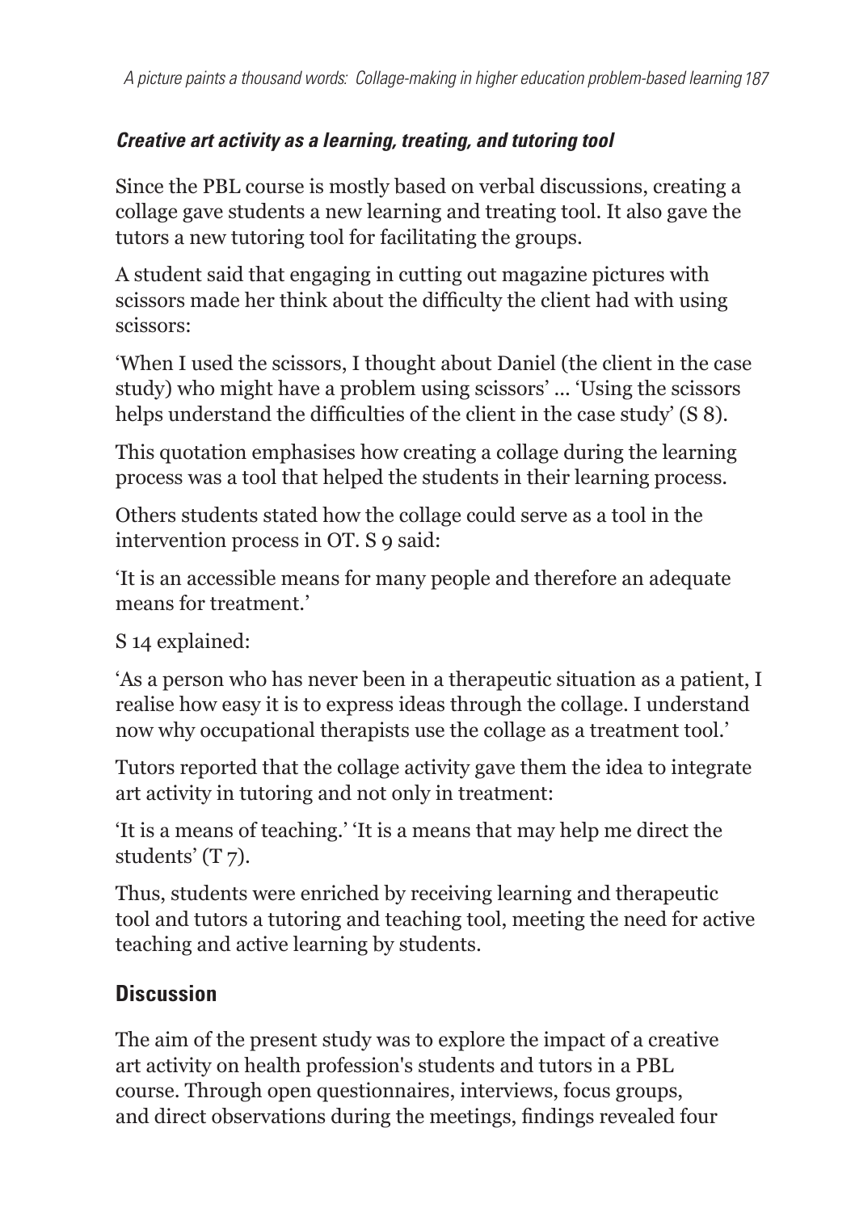### ***Creative art activity as a learning, treating, and tutoring tool***

Since the PBL course is mostly based on verbal discussions, creating a collage gave students a new learning and treating tool. It also gave the tutors a new tutoring tool for facilitating the groups.

A student said that engaging in cutting out magazine pictures with scissors made her think about the difficulty the client had with using scissors:

'When I used the scissors, I thought about Daniel (the client in the case study) who might have a problem using scissors' ... 'Using the scissors helps understand the difficulties of the client in the case study' (S 8).

This quotation emphasises how creating a collage during the learning process was a tool that helped the students in their learning process.

Others students stated how the collage could serve as a tool in the intervention process in OT. S 9 said:

'It is an accessible means for many people and therefore an adequate means for treatment.'

S 14 explained:

'As a person who has never been in a therapeutic situation as a patient, I realise how easy it is to express ideas through the collage. I understand now why occupational therapists use the collage as a treatment tool.'

Tutors reported that the collage activity gave them the idea to integrate art activity in tutoring and not only in treatment:

'It is a means of teaching.' 'It is a means that may help me direct the students' (T 7).

Thus, students were enriched by receiving learning and therapeutic tool and tutors a tutoring and teaching tool, meeting the need for active teaching and active learning by students.

## **Discussion**

The aim of the present study was to explore the impact of a creative art activity on health profession's students and tutors in a PBL course. Through open questionnaires, interviews, focus groups, and direct observations during the meetings, findings revealed four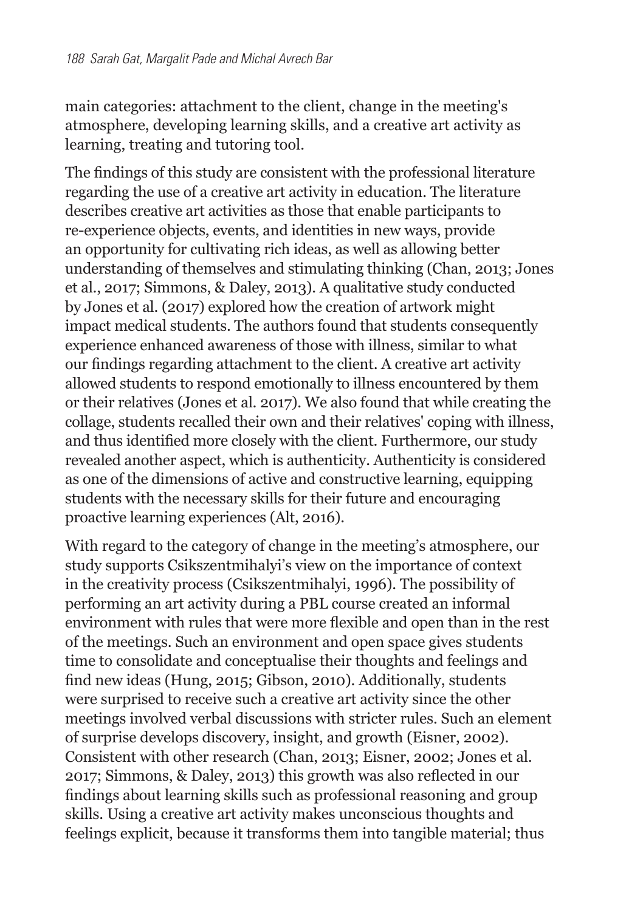main categories: attachment to the client, change in the meeting's atmosphere, developing learning skills, and a creative art activity as learning, treating and tutoring tool.

The findings of this study are consistent with the professional literature regarding the use of a creative art activity in education. The literature describes creative art activities as those that enable participants to re-experience objects, events, and identities in new ways, provide an opportunity for cultivating rich ideas, as well as allowing better understanding of themselves and stimulating thinking (Chan, 2013; Jones et al., 2017; Simmons, & Daley, 2013). A qualitative study conducted by Jones et al. (2017) explored how the creation of artwork might impact medical students. The authors found that students consequently experience enhanced awareness of those with illness, similar to what our findings regarding attachment to the client. A creative art activity allowed students to respond emotionally to illness encountered by them or their relatives (Jones et al. 2017). We also found that while creating the collage, students recalled their own and their relatives' coping with illness, and thus identified more closely with the client. Furthermore, our study revealed another aspect, which is authenticity. Authenticity is considered as one of the dimensions of active and constructive learning, equipping students with the necessary skills for their future and encouraging proactive learning experiences (Alt, 2016).

With regard to the category of change in the meeting's atmosphere, our study supports Csikszentmihalyi's view on the importance of context in the creativity process (Csikszentmihalyi, 1996). The possibility of performing an art activity during a PBL course created an informal environment with rules that were more flexible and open than in the rest of the meetings. Such an environment and open space gives students time to consolidate and conceptualise their thoughts and feelings and find new ideas (Hung, 2015; Gibson, 2010). Additionally, students were surprised to receive such a creative art activity since the other meetings involved verbal discussions with stricter rules. Such an element of surprise develops discovery, insight, and growth (Eisner, 2002). Consistent with other research (Chan, 2013; Eisner, 2002; Jones et al. 2017; Simmons, & Daley, 2013) this growth was also reflected in our findings about learning skills such as professional reasoning and group skills. Using a creative art activity makes unconscious thoughts and feelings explicit, because it transforms them into tangible material; thus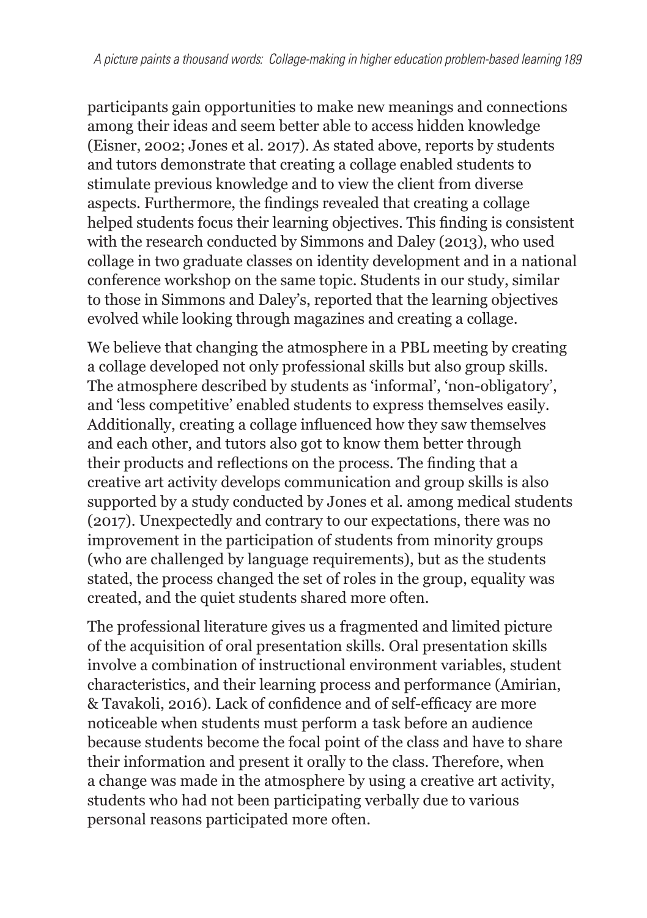participants gain opportunities to make new meanings and connections among their ideas and seem better able to access hidden knowledge (Eisner, 2002; Jones et al. 2017). As stated above, reports by students and tutors demonstrate that creating a collage enabled students to stimulate previous knowledge and to view the client from diverse aspects. Furthermore, the findings revealed that creating a collage helped students focus their learning objectives. This finding is consistent with the research conducted by Simmons and Daley (2013), who used collage in two graduate classes on identity development and in a national conference workshop on the same topic. Students in our study, similar to those in Simmons and Daley's, reported that the learning objectives evolved while looking through magazines and creating a collage.

We believe that changing the atmosphere in a PBL meeting by creating a collage developed not only professional skills but also group skills. The atmosphere described by students as 'informal', 'non-obligatory', and 'less competitive' enabled students to express themselves easily. Additionally, creating a collage influenced how they saw themselves and each other, and tutors also got to know them better through their products and reflections on the process. The finding that a creative art activity develops communication and group skills is also supported by a study conducted by Jones et al. among medical students (2017). Unexpectedly and contrary to our expectations, there was no improvement in the participation of students from minority groups (who are challenged by language requirements), but as the students stated, the process changed the set of roles in the group, equality was created, and the quiet students shared more often.

The professional literature gives us a fragmented and limited picture of the acquisition of oral presentation skills. Oral presentation skills involve a combination of instructional environment variables, student characteristics, and their learning process and performance (Amirian, & Tavakoli, 2016). Lack of confidence and of self-efficacy are more noticeable when students must perform a task before an audience because students become the focal point of the class and have to share their information and present it orally to the class. Therefore, when a change was made in the atmosphere by using a creative art activity, students who had not been participating verbally due to various personal reasons participated more often.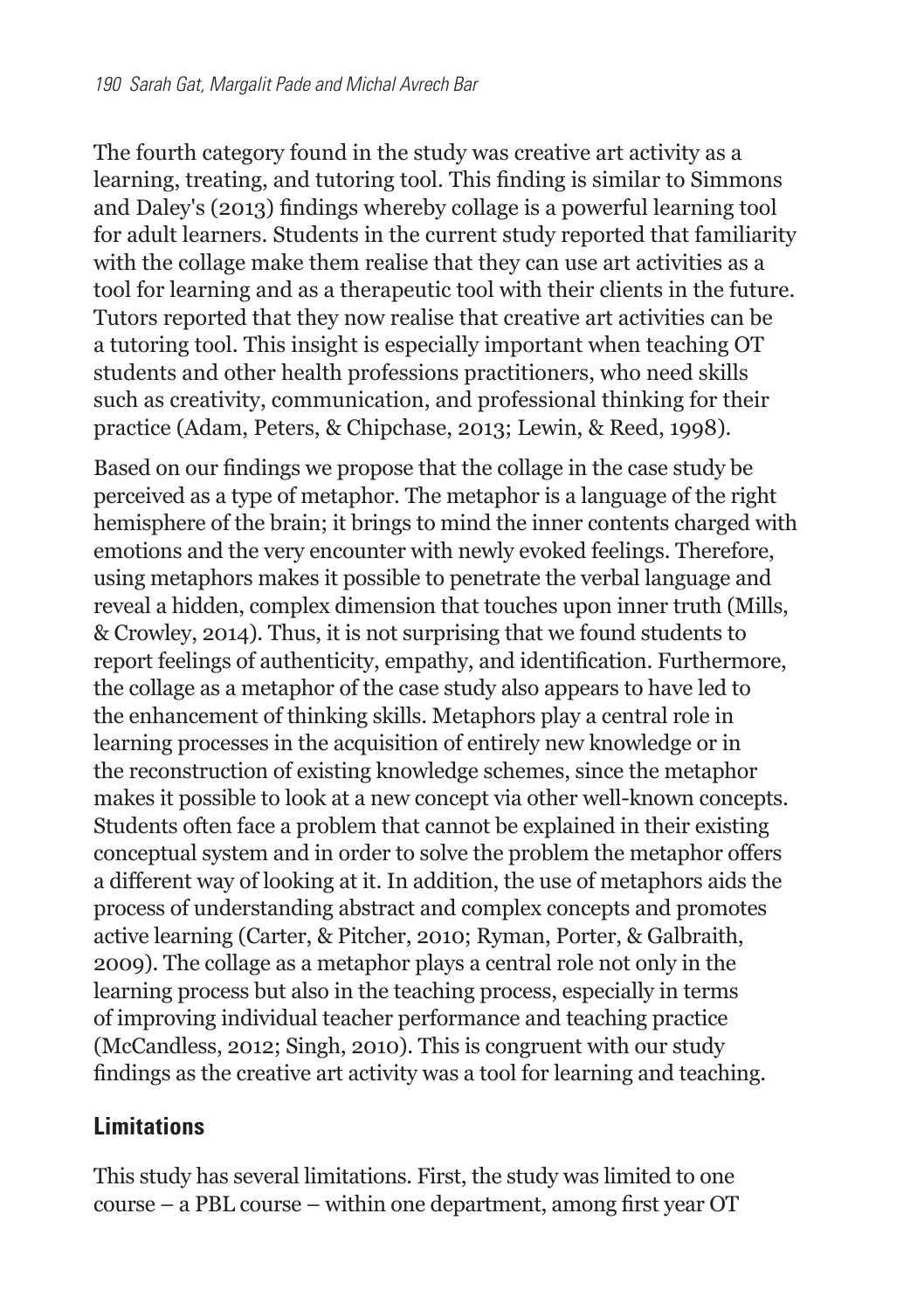The fourth category found in the study was creative art activity as a learning, treating, and tutoring tool. This finding is similar to Simmons and Daley's (2013) findings whereby collage is a powerful learning tool for adult learners. Students in the current study reported that familiarity with the collage make them realise that they can use art activities as a tool for learning and as a therapeutic tool with their clients in the future. Tutors reported that they now realise that creative art activities can be a tutoring tool. This insight is especially important when teaching OT students and other health professions practitioners, who need skills such as creativity, communication, and professional thinking for their practice (Adam, Peters, & Chipchase, 2013; Lewin, & Reed, 1998).

Based on our findings we propose that the collage in the case study be perceived as a type of metaphor. The metaphor is a language of the right hemisphere of the brain; it brings to mind the inner contents charged with emotions and the very encounter with newly evoked feelings. Therefore, using metaphors makes it possible to penetrate the verbal language and reveal a hidden, complex dimension that touches upon inner truth (Mills, & Crowley, 2014). Thus, it is not surprising that we found students to report feelings of authenticity, empathy, and identification. Furthermore, the collage as a metaphor of the case study also appears to have led to the enhancement of thinking skills. Metaphors play a central role in learning processes in the acquisition of entirely new knowledge or in the reconstruction of existing knowledge schemes, since the metaphor makes it possible to look at a new concept via other well-known concepts. Students often face a problem that cannot be explained in their existing conceptual system and in order to solve the problem the metaphor offers a different way of looking at it. In addition, the use of metaphors aids the process of understanding abstract and complex concepts and promotes active learning (Carter, & Pitcher, 2010; Ryman, Porter, & Galbraith, 2009). The collage as a metaphor plays a central role not only in the learning process but also in the teaching process, especially in terms of improving individual teacher performance and teaching practice (McCandless, 2012; Singh, 2010). This is congruent with our study findings as the creative art activity was a tool for learning and teaching.

## Limitations

This study has several limitations. First, the study was limited to one course – a PBL course – within one department, among first year OT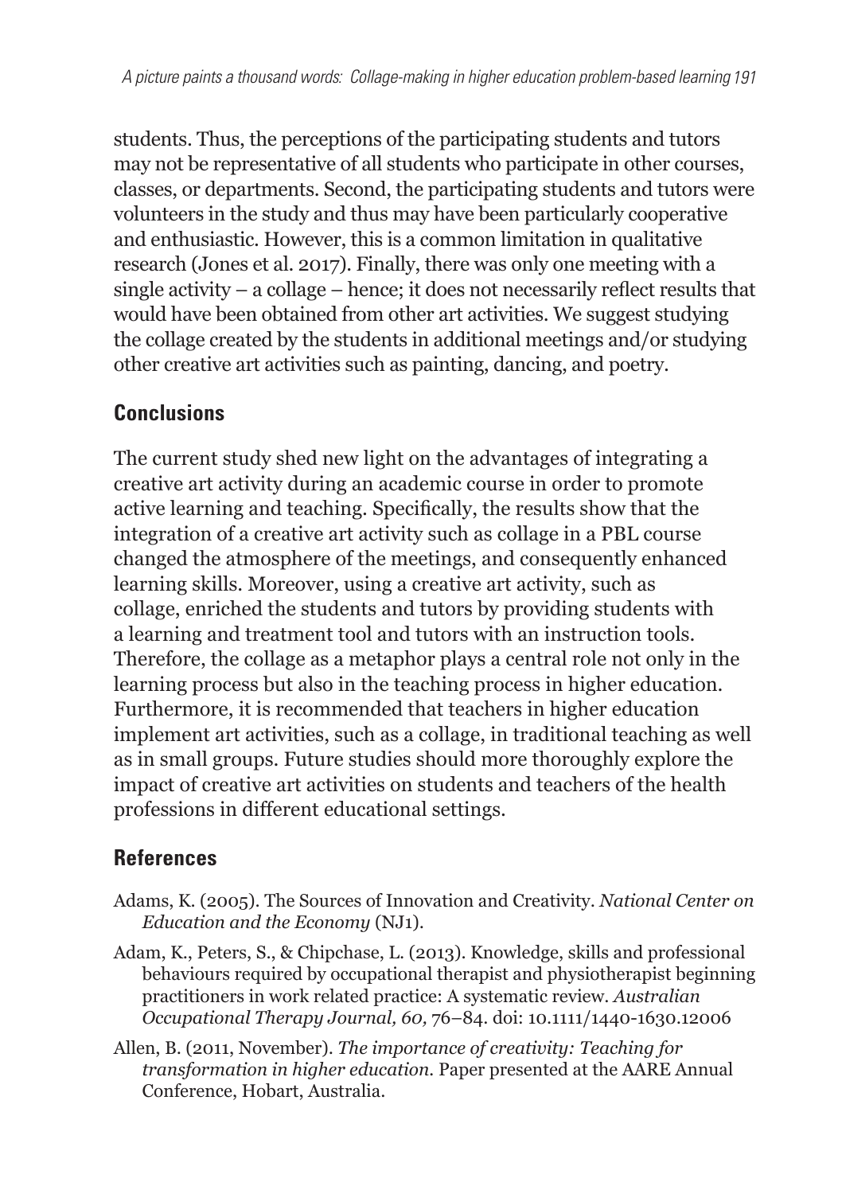students. Thus, the perceptions of the participating students and tutors may not be representative of all students who participate in other courses, classes, or departments. Second, the participating students and tutors were volunteers in the study and thus may have been particularly cooperative and enthusiastic. However, this is a common limitation in qualitative research (Jones et al. 2017). Finally, there was only one meeting with a single activity – a collage – hence; it does not necessarily reflect results that would have been obtained from other art activities. We suggest studying the collage created by the students in additional meetings and/or studying other creative art activities such as painting, dancing, and poetry.

## Conclusions

The current study shed new light on the advantages of integrating a creative art activity during an academic course in order to promote active learning and teaching. Specifically, the results show that the integration of a creative art activity such as collage in a PBL course changed the atmosphere of the meetings, and consequently enhanced learning skills. Moreover, using a creative art activity, such as collage, enriched the students and tutors by providing students with a learning and treatment tool and tutors with an instruction tools. Therefore, the collage as a metaphor plays a central role not only in the learning process but also in the teaching process in higher education. Furthermore, it is recommended that teachers in higher education implement art activities, such as a collage, in traditional teaching as well as in small groups. Future studies should more thoroughly explore the impact of creative art activities on students and teachers of the health professions in different educational settings.

## References

Adams, K. (2005). The Sources of Innovation and Creativity. *National Center on Education and the Economy* (NJ1).

Adam, K., Peters, S., & Chipchase, L. (2013). Knowledge, skills and professional behaviours required by occupational therapist and physiotherapist beginning practitioners in work related practice: A systematic review. *Australian Occupational Therapy Journal, 60,* 76–84. doi: 10.1111/1440-1630.12006

Allen, B. (2011, November). *The importance of creativity: Teaching for transformation in higher education.* Paper presented at the AARE Annual Conference, Hobart, Australia.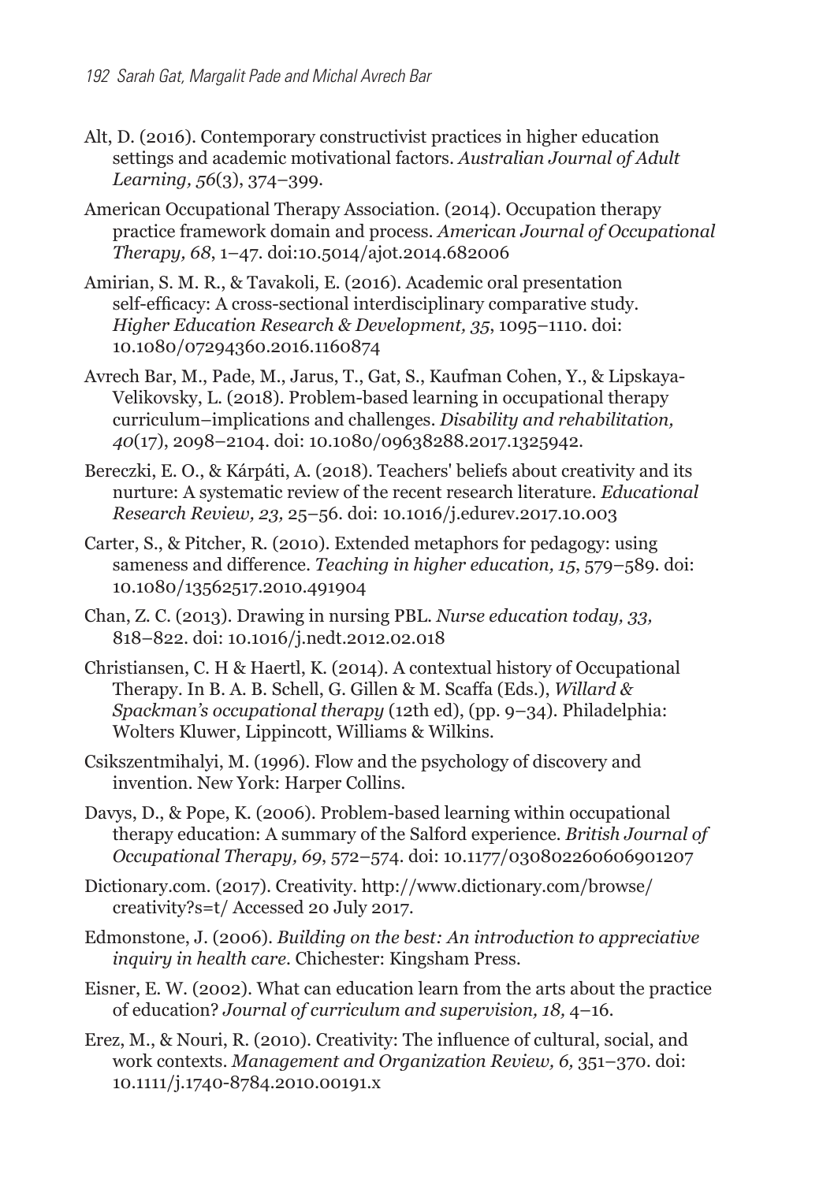Alt, D. (2016). Contemporary constructivist practices in higher education settings and academic motivational factors. *Australian Journal of Adult Learning, 56*(3), 374–399.

American Occupational Therapy Association. (2014). Occupation therapy practice framework domain and process. *American Journal of Occupational Therapy, 68*, 1–47. doi:10.5014/ajot.2014.682006

Amirian, S. M. R., & Tavakoli, E. (2016). Academic oral presentation self-efficacy: A cross-sectional interdisciplinary comparative study. *Higher Education Research & Development, 35*, 1095–1110. doi: 10.1080/07294360.2016.1160874

Avrech Bar, M., Pade, M., Jarus, T., Gat, S., Kaufman Cohen, Y., & Lipskaya-Velikovsky, L. (2018). Problem-based learning in occupational therapy curriculum–implications and challenges. *Disability and rehabilitation, 40*(17), 2098–2104. doi: 10.1080/09638288.2017.1325942.

Bereczki, E. O., & Kárpáti, A. (2018). Teachers' beliefs about creativity and its nurture: A systematic review of the recent research literature. *Educational Research Review, 23,* 25–56. doi: 10.1016/j.edurev.2017.10.003

Carter, S., & Pitcher, R. (2010). Extended metaphors for pedagogy: using sameness and difference. *Teaching in higher education, 15*, 579–589. doi: 10.1080/13562517.2010.491904

Chan, Z. C. (2013). Drawing in nursing PBL. *Nurse education today, 33,* 818–822. doi: 10.1016/j.nedt.2012.02.018

Christiansen, C. H & Haertl, K. (2014). A contextual history of Occupational Therapy. In B. A. B. Schell, G. Gillen & M. Scaffa (Eds.), *Willard & Spackman's occupational therapy* (12th ed), (pp. 9–34). Philadelphia: Wolters Kluwer, Lippincott, Williams & Wilkins.

Csikszentmihalyi, M. (1996). Flow and the psychology of discovery and invention. New York: Harper Collins.

Davys, D., & Pope, K. (2006). Problem-based learning within occupational therapy education: A summary of the Salford experience. *British Journal of Occupational Therapy, 69*, 572–574. doi: 10.1177/030802260606901207

Dictionary.com. (2017). Creativity. http://www.dictionary.com/browse/creativity?s=t/ Accessed 20 July 2017.

Edmonstone, J. (2006). *Building on the best: An introduction to appreciative inquiry in health care*. Chichester: Kingsham Press.

Eisner, E. W. (2002). What can education learn from the arts about the practice of education? *Journal of curriculum and supervision, 18,* 4–16.

Erez, M., & Nouri, R. (2010). Creativity: The influence of cultural, social, and work contexts. *Management and Organization Review, 6,* 351–370. doi: 10.1111/j.1740-8784.2010.00191.x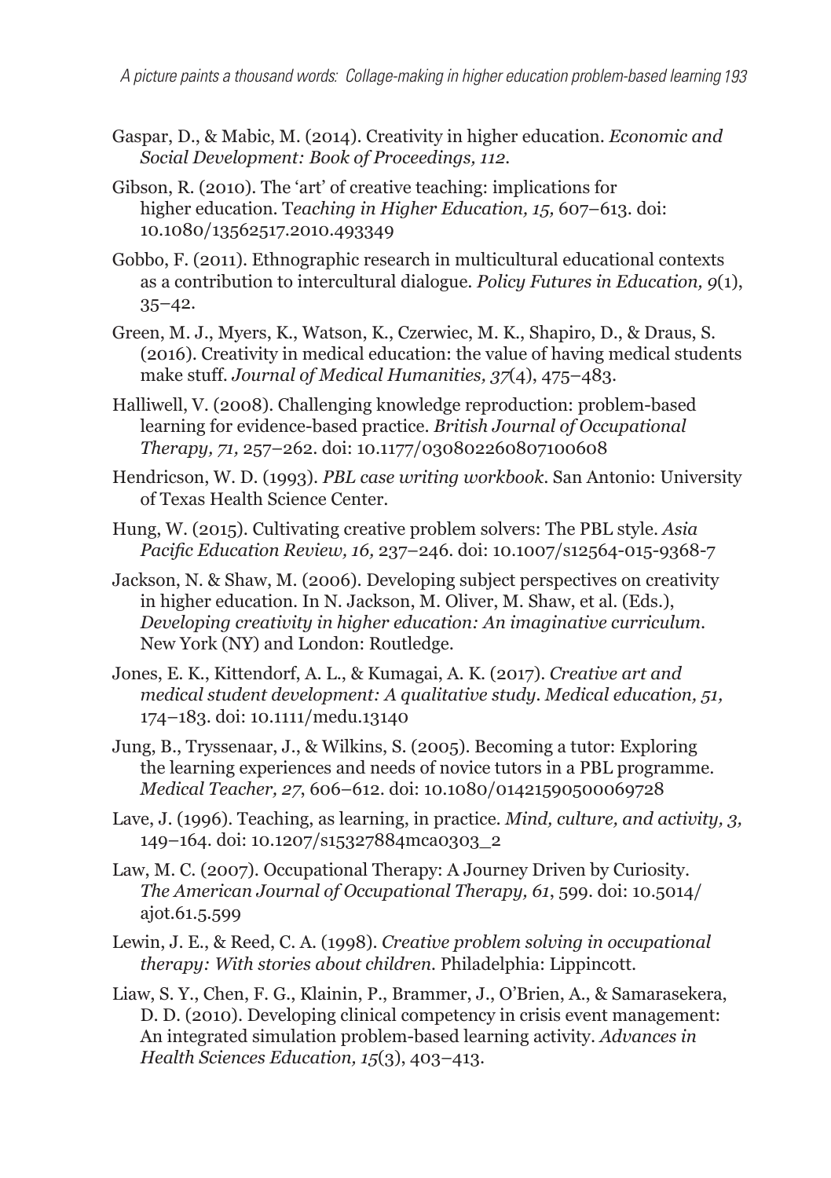Gaspar, D., & Mabic, M. (2014). Creativity in higher education. *Economic and Social Development: Book of Proceedings, 112.*

Gibson, R. (2010). The 'art' of creative teaching: implications for higher education. T*eaching in Higher Education, 15,* 607–613. doi: 10.1080/13562517.2010.493349

Gobbo, F. (2011). Ethnographic research in multicultural educational contexts as a contribution to intercultural dialogue. *Policy Futures in Education, 9*(1), 35–42.

Green, M. J., Myers, K., Watson, K., Czerwiec, M. K., Shapiro, D., & Draus, S. (2016). Creativity in medical education: the value of having medical students make stuff. *Journal of Medical Humanities, 37*(4), 475–483.

Halliwell, V. (2008). Challenging knowledge reproduction: problem-based learning for evidence-based practice. *British Journal of Occupational Therapy, 71,* 257–262. doi: 10.1177/030802260807100608

Hendricson, W. D. (1993). *PBL case writing workbook*. San Antonio: University of Texas Health Science Center.

Hung, W. (2015). Cultivating creative problem solvers: The PBL style. *Asia Pacific Education Review, 16,* 237–246. doi: 10.1007/s12564-015-9368-7

Jackson, N. & Shaw, M. (2006). Developing subject perspectives on creativity in higher education. In N. Jackson, M. Oliver, M. Shaw, et al. (Eds.), *Developing creativity in higher education: An imaginative curriculum*. New York (NY) and London: Routledge.

Jones, E. K., Kittendorf, A. L., & Kumagai, A. K. (2017). *Creative art and medical student development: A qualitative study. Medical education, 51,* 174–183. doi: 10.1111/medu.13140

Jung, B., Tryssenaar, J., & Wilkins, S. (2005). Becoming a tutor: Exploring the learning experiences and needs of novice tutors in a PBL programme. *Medical Teacher, 27*, 606–612. doi: 10.1080/01421590500069728

Lave, J. (1996). Teaching, as learning, in practice. *Mind, culture, and activity, 3,* 149–164. doi: 10.1207/s15327884mca0303_2

Law, M. C. (2007). Occupational Therapy: A Journey Driven by Curiosity. *The American Journal of Occupational Therapy, 61*, 599. doi: 10.5014/ajot.61.5.599

Lewin, J. E., & Reed, C. A. (1998). *Creative problem solving in occupational therapy: With stories about children.* Philadelphia: Lippincott.

Liaw, S. Y., Chen, F. G., Klainin, P., Brammer, J., O'Brien, A., & Samarasekera, D. D. (2010). Developing clinical competency in crisis event management: An integrated simulation problem-based learning activity. *Advances in Health Sciences Education, 15*(3), 403–413.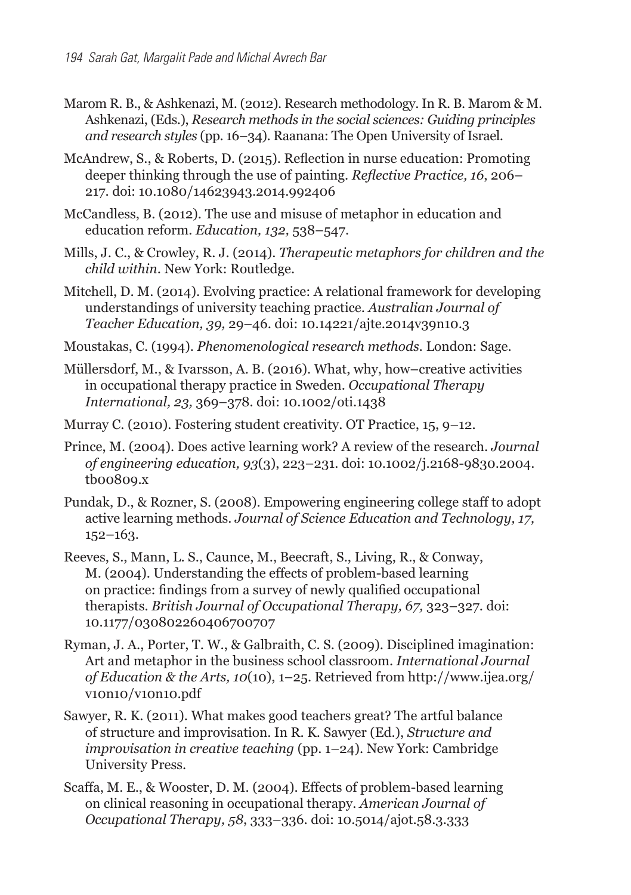Marom R. B., & Ashkenazi, M. (2012). Research methodology. In R. B. Marom & M. Ashkenazi, (Eds.), *Research methods in the social sciences: Guiding principles and research styles* (pp. 16–34). Raanana: The Open University of Israel.

McAndrew, S., & Roberts, D. (2015). Reflection in nurse education: Promoting deeper thinking through the use of painting. *Reflective Practice, 16*, 206–217. doi: 10.1080/14623943.2014.992406

McCandless, B. (2012). The use and misuse of metaphor in education and education reform. *Education, 132,* 538–547.

Mills, J. C., & Crowley, R. J. (2014). *Therapeutic metaphors for children and the child within*. New York: Routledge.

Mitchell, D. M. (2014). Evolving practice: A relational framework for developing understandings of university teaching practice. *Australian Journal of Teacher Education, 39,* 29–46. doi: 10.14221/ajte.2014v39n10.3

Moustakas, C. (1994). *Phenomenological research methods*. London: Sage.

Müllersdorf, M., & Ivarsson, A. B. (2016). What, why, how–creative activities in occupational therapy practice in Sweden. *Occupational Therapy International, 23,* 369–378. doi: 10.1002/oti.1438

Murray C. (2010). Fostering student creativity. OT Practice, 15, 9–12.

Prince, M. (2004). Does active learning work? A review of the research. *Journal of engineering education, 93*(3), 223–231. doi: 10.1002/j.2168-9830.2004.tb00809.x

Pundak, D., & Rozner, S. (2008). Empowering engineering college staff to adopt active learning methods. *Journal of Science Education and Technology, 17,* 152–163.

Reeves, S., Mann, L. S., Caunce, M., Beecraft, S., Living, R., & Conway, M. (2004). Understanding the effects of problem-based learning on practice: findings from a survey of newly qualified occupational therapists. *British Journal of Occupational Therapy, 67,* 323–327. doi: 10.1177/030802260406700707

Ryman, J. A., Porter, T. W., & Galbraith, C. S. (2009). Disciplined imagination: Art and metaphor in the business school classroom. *International Journal of Education & the Arts, 10*(10), 1–25. Retrieved from http://www.ijea.org/v10n10/v10n10.pdf

Sawyer, R. K. (2011). What makes good teachers great? The artful balance of structure and improvisation. In R. K. Sawyer (Ed.), *Structure and improvisation in creative teaching* (pp. 1–24). New York: Cambridge University Press.

Scaffa, M. E., & Wooster, D. M. (2004). Effects of problem-based learning on clinical reasoning in occupational therapy. *American Journal of Occupational Therapy, 58*, 333–336. doi: 10.5014/ajot.58.3.333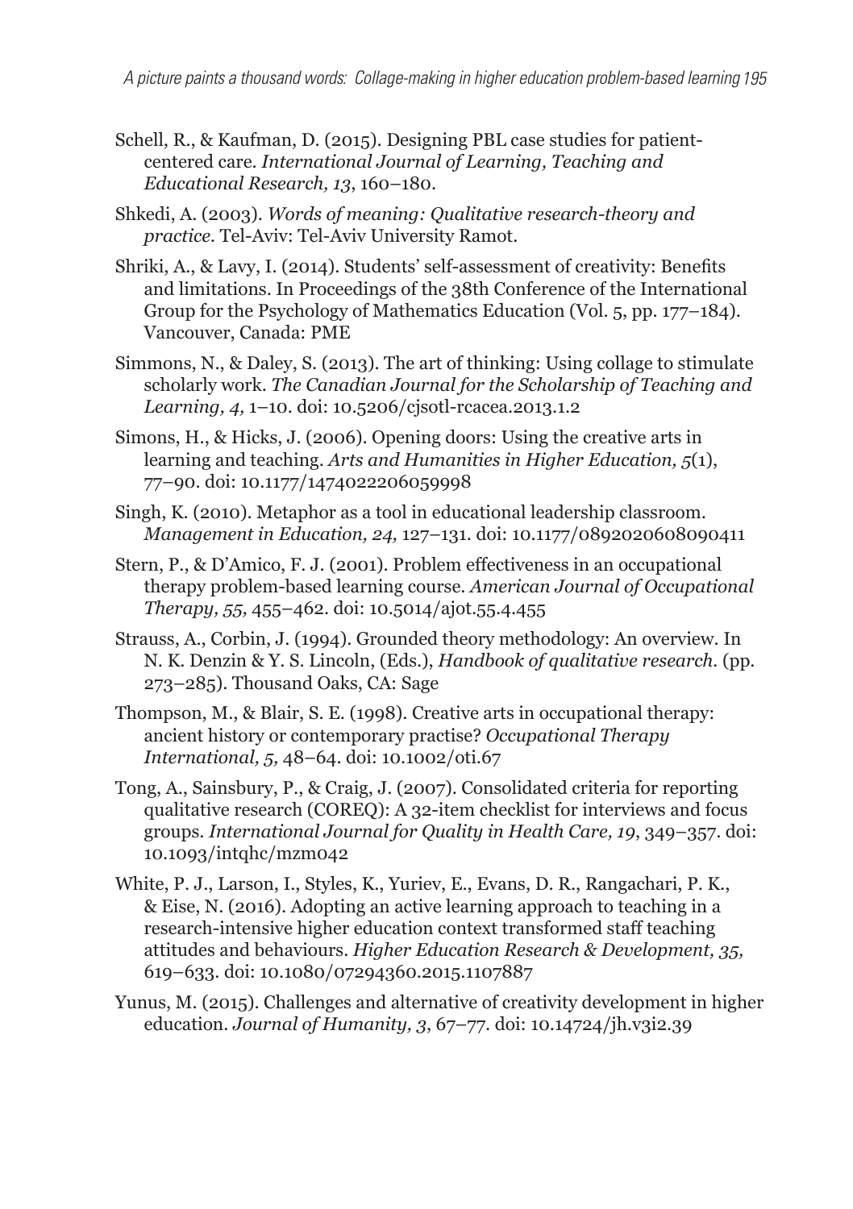Schell, R., & Kaufman, D. (2015). Designing PBL case studies for patient-centered care. *International Journal of Learning, Teaching and Educational Research, 13*, 160–180.

Shkedi, A. (2003). *Words of meaning: Qualitative research-theory and practice*. Tel-Aviv: Tel-Aviv University Ramot.

Shriki, A., & Lavy, I. (2014). Students' self-assessment of creativity: Benefits and limitations. In Proceedings of the 38th Conference of the International Group for the Psychology of Mathematics Education (Vol. 5, pp. 177–184). Vancouver, Canada: PME

Simmons, N., & Daley, S. (2013). The art of thinking: Using collage to stimulate scholarly work. *The Canadian Journal for the Scholarship of Teaching and Learning, 4,* 1–10. doi: 10.5206/cjsotl-rcacea.2013.1.2

Simons, H., & Hicks, J. (2006). Opening doors: Using the creative arts in learning and teaching. *Arts and Humanities in Higher Education, 5*(1), 77–90. doi: 10.1177/1474022206059998

Singh, K. (2010). Metaphor as a tool in educational leadership classroom. *Management in Education, 24,* 127–131. doi: 10.1177/0892020608090411

Stern, P., & D'Amico, F. J. (2001). Problem effectiveness in an occupational therapy problem-based learning course. *American Journal of Occupational Therapy, 55,* 455–462. doi: 10.5014/ajot.55.4.455

Strauss, A., Corbin, J. (1994). Grounded theory methodology: An overview. In N. K. Denzin & Y. S. Lincoln, (Eds.), *Handbook of qualitative research*. (pp. 273–285). Thousand Oaks, CA: Sage

Thompson, M., & Blair, S. E. (1998). Creative arts in occupational therapy: ancient history or contemporary practise? *Occupational Therapy International, 5,* 48–64. doi: 10.1002/oti.67

Tong, A., Sainsbury, P., & Craig, J. (2007). Consolidated criteria for reporting qualitative research (COREQ): A 32-item checklist for interviews and focus groups. *International Journal for Quality in Health Care, 19*, 349–357. doi: 10.1093/intqhc/mzm042

White, P. J., Larson, I., Styles, K., Yuriev, E., Evans, D. R., Rangachari, P. K., & Eise, N. (2016). Adopting an active learning approach to teaching in a research-intensive higher education context transformed staff teaching attitudes and behaviours. *Higher Education Research & Development, 35,* 619–633. doi: 10.1080/07294360.2015.1107887

Yunus, M. (2015). Challenges and alternative of creativity development in higher education. *Journal of Humanity, 3*, 67–77. doi: 10.14724/jh.v3i2.39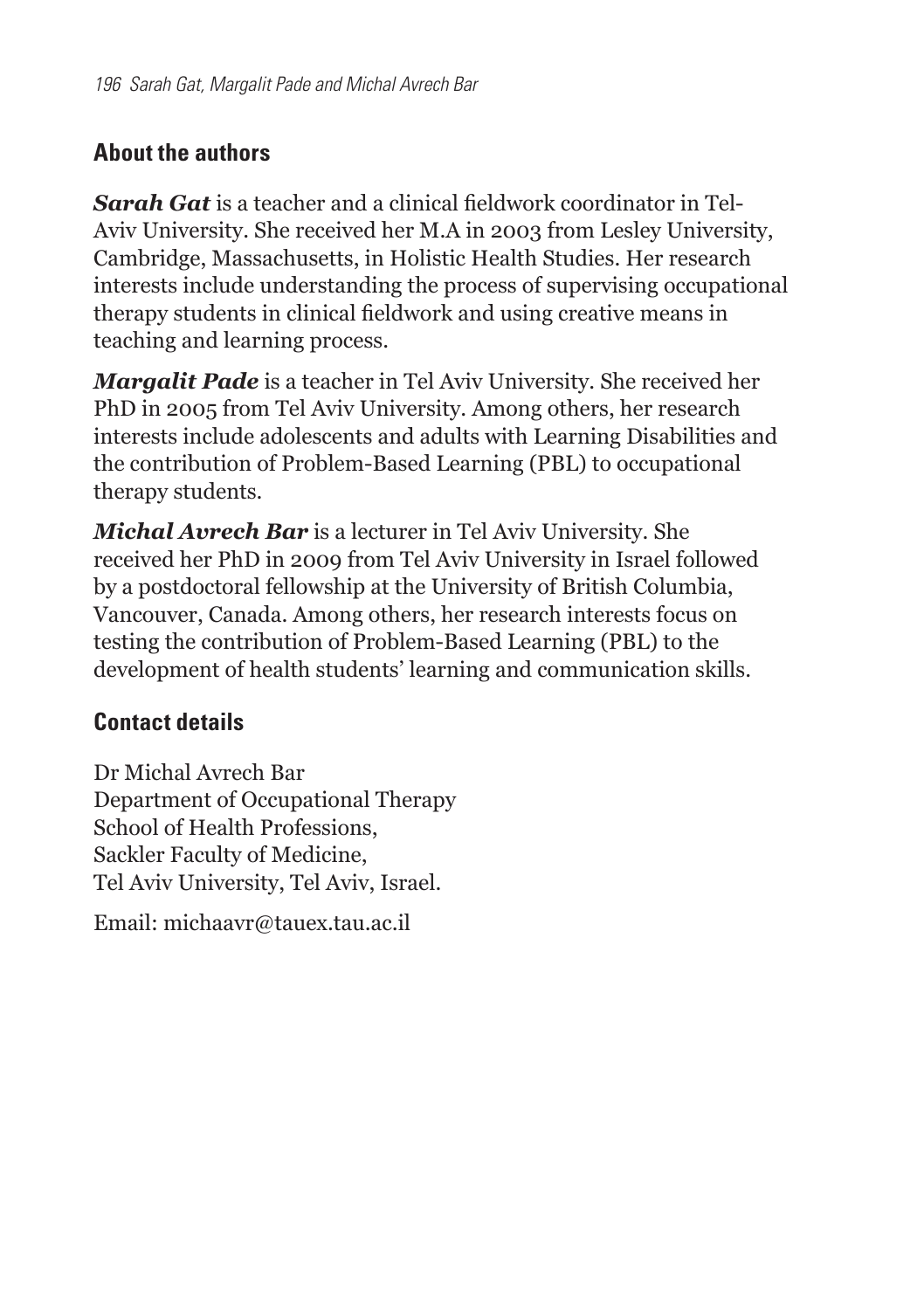## About the authors

***Sarah Gat*** is a teacher and a clinical fieldwork coordinator in Tel-Aviv University. She received her M.A in 2003 from Lesley University, Cambridge, Massachusetts, in Holistic Health Studies. Her research interests include understanding the process of supervising occupational therapy students in clinical fieldwork and using creative means in teaching and learning process.

***Margalit Pade*** is a teacher in Tel Aviv University. She received her PhD in 2005 from Tel Aviv University. Among others, her research interests include adolescents and adults with Learning Disabilities and the contribution of Problem-Based Learning (PBL) to occupational therapy students.

***Michal Avrech Bar*** is a lecturer in Tel Aviv University. She received her PhD in 2009 from Tel Aviv University in Israel followed by a postdoctoral fellowship at the University of British Columbia, Vancouver, Canada. Among others, her research interests focus on testing the contribution of Problem-Based Learning (PBL) to the development of health students' learning and communication skills.

## Contact details

Dr Michal Avrech Bar
Department of Occupational Therapy
School of Health Professions,
Sackler Faculty of Medicine,
Tel Aviv University, Tel Aviv, Israel.

Email: michaavr@tauex.tau.ac.il